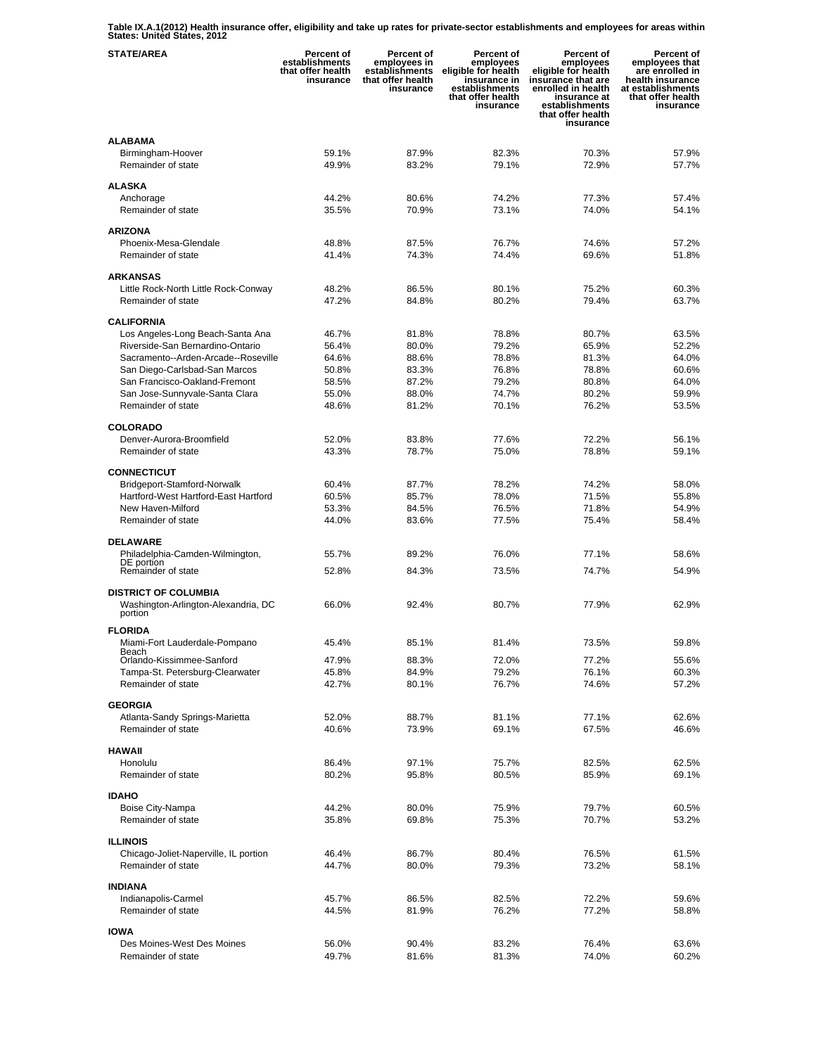**Table IX.A.1(2012) Health insurance offer, eligibility and take up rates for private-sector establishments and employees for areas within States: United States, 2012**

| STATE/AREA | Percent of establishments that offer health insurance | Percent of employees in establishments that offer health insurance | Percent of employees eligible for health insurance in establishments that offer health insurance | Percent of employees eligible for health insurance that are enrolled in health insurance at establishments that offer health insurance | Percent of employees that are enrolled in health insurance at establishments that offer health insurance |
|---|---|---|---|---|---|
| **ALABAMA** | | | | | |
| Birmingham-Hoover | 59.1% | 87.9% | 82.3% | 70.3% | 57.9% |
| Remainder of state | 49.9% | 83.2% | 79.1% | 72.9% | 57.7% |
| **ALASKA** | | | | | |
| Anchorage | 44.2% | 80.6% | 74.2% | 77.3% | 57.4% |
| Remainder of state | 35.5% | 70.9% | 73.1% | 74.0% | 54.1% |
| **ARIZONA** | | | | | |
| Phoenix-Mesa-Glendale | 48.8% | 87.5% | 76.7% | 74.6% | 57.2% |
| Remainder of state | 41.4% | 74.3% | 74.4% | 69.6% | 51.8% |
| **ARKANSAS** | | | | | |
| Little Rock-North Little Rock-Conway | 48.2% | 86.5% | 80.1% | 75.2% | 60.3% |
| Remainder of state | 47.2% | 84.8% | 80.2% | 79.4% | 63.7% |
| **CALIFORNIA** | | | | | |
| Los Angeles-Long Beach-Santa Ana | 46.7% | 81.8% | 78.8% | 80.7% | 63.5% |
| Riverside-San Bernardino-Ontario | 56.4% | 80.0% | 79.2% | 65.9% | 52.2% |
| Sacramento--Arden-Arcade--Roseville | 64.6% | 88.6% | 78.8% | 81.3% | 64.0% |
| San Diego-Carlsbad-San Marcos | 50.8% | 83.3% | 76.8% | 78.8% | 60.6% |
| San Francisco-Oakland-Fremont | 58.5% | 87.2% | 79.2% | 80.8% | 64.0% |
| San Jose-Sunnyvale-Santa Clara | 55.0% | 88.0% | 74.7% | 80.2% | 59.9% |
| Remainder of state | 48.6% | 81.2% | 70.1% | 76.2% | 53.5% |
| **COLORADO** | | | | | |
| Denver-Aurora-Broomfield | 52.0% | 83.8% | 77.6% | 72.2% | 56.1% |
| Remainder of state | 43.3% | 78.7% | 75.0% | 78.8% | 59.1% |
| **CONNECTICUT** | | | | | |
| Bridgeport-Stamford-Norwalk | 60.4% | 87.7% | 78.2% | 74.2% | 58.0% |
| Hartford-West Hartford-East Hartford | 60.5% | 85.7% | 78.0% | 71.5% | 55.8% |
| New Haven-Milford | 53.3% | 84.5% | 76.5% | 71.8% | 54.9% |
| Remainder of state | 44.0% | 83.6% | 77.5% | 75.4% | 58.4% |
| **DELAWARE** | | | | | |
| Philadelphia-Camden-Wilmington, DE portion | 55.7% | 89.2% | 76.0% | 77.1% | 58.6% |
| Remainder of state | 52.8% | 84.3% | 73.5% | 74.7% | 54.9% |
| **DISTRICT OF COLUMBIA** | | | | | |
| Washington-Arlington-Alexandria, DC portion | 66.0% | 92.4% | 80.7% | 77.9% | 62.9% |
| **FLORIDA** | | | | | |
| Miami-Fort Lauderdale-Pompano Beach | 45.4% | 85.1% | 81.4% | 73.5% | 59.8% |
| Orlando-Kissimmee-Sanford | 47.9% | 88.3% | 72.0% | 77.2% | 55.6% |
| Tampa-St. Petersburg-Clearwater | 45.8% | 84.9% | 79.2% | 76.1% | 60.3% |
| Remainder of state | 42.7% | 80.1% | 76.7% | 74.6% | 57.2% |
| **GEORGIA** | | | | | |
| Atlanta-Sandy Springs-Marietta | 52.0% | 88.7% | 81.1% | 77.1% | 62.6% |
| Remainder of state | 40.6% | 73.9% | 69.1% | 67.5% | 46.6% |
| **HAWAII** | | | | | |
| Honolulu | 86.4% | 97.1% | 75.7% | 82.5% | 62.5% |
| Remainder of state | 80.2% | 95.8% | 80.5% | 85.9% | 69.1% |
| **IDAHO** | | | | | |
| Boise City-Nampa | 44.2% | 80.0% | 75.9% | 79.7% | 60.5% |
| Remainder of state | 35.8% | 69.8% | 75.3% | 70.7% | 53.2% |
| **ILLINOIS** | | | | | |
| Chicago-Joliet-Naperville, IL portion | 46.4% | 86.7% | 80.4% | 76.5% | 61.5% |
| Remainder of state | 44.7% | 80.0% | 79.3% | 73.2% | 58.1% |
| **INDIANA** | | | | | |
| Indianapolis-Carmel | 45.7% | 86.5% | 82.5% | 72.2% | 59.6% |
| Remainder of state | 44.5% | 81.9% | 76.2% | 77.2% | 58.8% |
| **IOWA** | | | | | |
| Des Moines-West Des Moines | 56.0% | 90.4% | 83.2% | 76.4% | 63.6% |
| Remainder of state | 49.7% | 81.6% | 81.3% | 74.0% | 60.2% |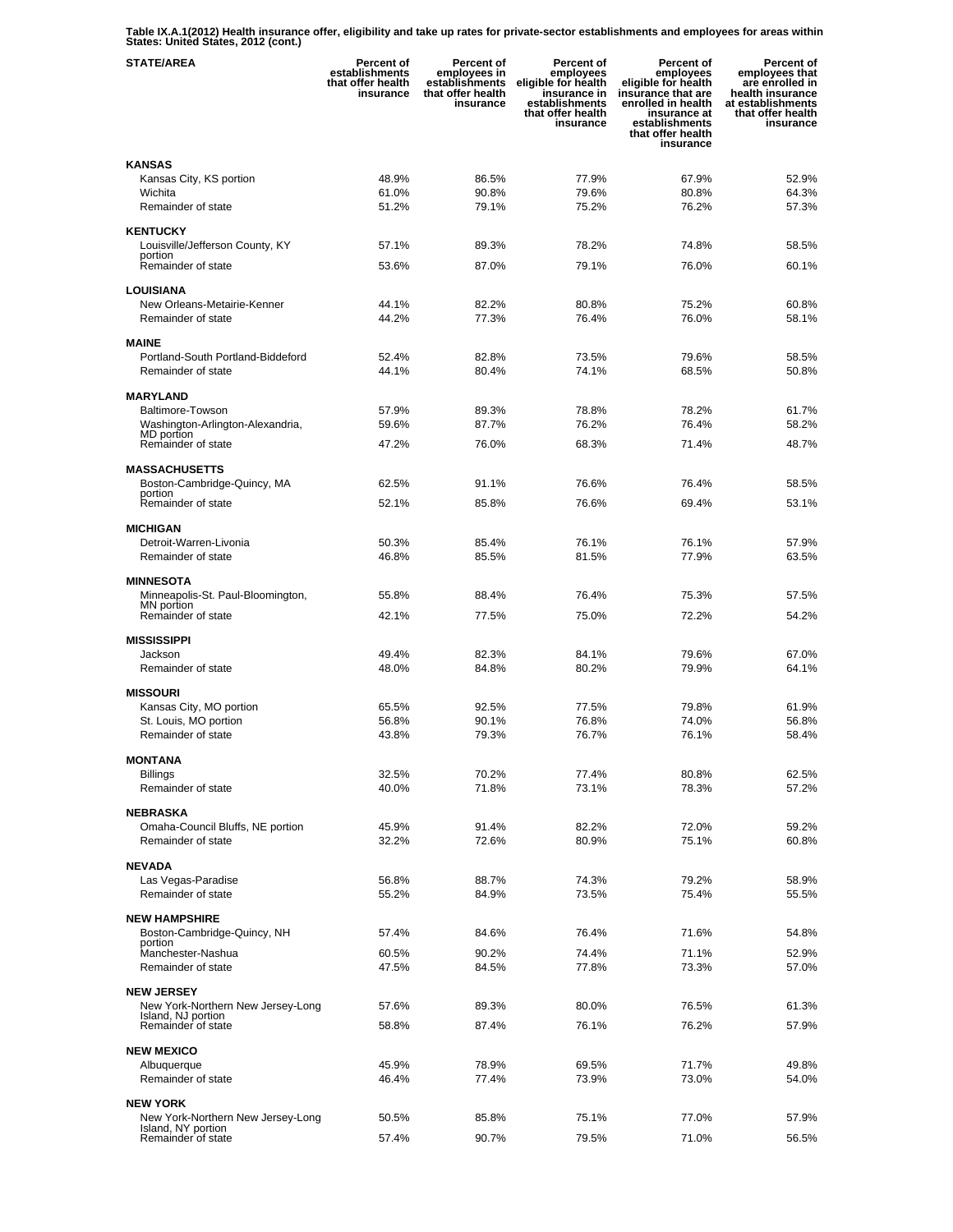**Table IX.A.1(2012) Health insurance offer, eligibility and take up rates for private-sector establishments and employees for areas within States: United States, 2012 (cont.)**

| STATE/AREA | Percent of establishments that offer health insurance | Percent of employees in establishments that offer health insurance | Percent of employees eligible for health insurance in establishments that offer health insurance | Percent of employees eligible for health insurance that are enrolled in health insurance at establishments that offer health insurance | Percent of employees that are enrolled in health insurance at establishments that offer health insurance |
|---|---|---|---|---|---|
| **KANSAS** | | | | | |
| Kansas City, KS portion | 48.9% | 86.5% | 77.9% | 67.9% | 52.9% |
| Wichita | 61.0% | 90.8% | 79.6% | 80.8% | 64.3% |
| Remainder of state | 51.2% | 79.1% | 75.2% | 76.2% | 57.3% |
| **KENTUCKY** | | | | | |
| Louisville/Jefferson County, KY portion | 57.1% | 89.3% | 78.2% | 74.8% | 58.5% |
| Remainder of state | 53.6% | 87.0% | 79.1% | 76.0% | 60.1% |
| **LOUISIANA** | | | | | |
| New Orleans-Metairie-Kenner | 44.1% | 82.2% | 80.8% | 75.2% | 60.8% |
| Remainder of state | 44.2% | 77.3% | 76.4% | 76.0% | 58.1% |
| **MAINE** | | | | | |
| Portland-South Portland-Biddeford | 52.4% | 82.8% | 73.5% | 79.6% | 58.5% |
| Remainder of state | 44.1% | 80.4% | 74.1% | 68.5% | 50.8% |
| **MARYLAND** | | | | | |
| Baltimore-Towson | 57.9% | 89.3% | 78.8% | 78.2% | 61.7% |
| Washington-Arlington-Alexandria, MD portion | 59.6% | 87.7% | 76.2% | 76.4% | 58.2% |
| Remainder of state | 47.2% | 76.0% | 68.3% | 71.4% | 48.7% |
| **MASSACHUSETTS** | | | | | |
| Boston-Cambridge-Quincy, MA portion | 62.5% | 91.1% | 76.6% | 76.4% | 58.5% |
| Remainder of state | 52.1% | 85.8% | 76.6% | 69.4% | 53.1% |
| **MICHIGAN** | | | | | |
| Detroit-Warren-Livonia | 50.3% | 85.4% | 76.1% | 76.1% | 57.9% |
| Remainder of state | 46.8% | 85.5% | 81.5% | 77.9% | 63.5% |
| **MINNESOTA** | | | | | |
| Minneapolis-St. Paul-Bloomington, MN portion | 55.8% | 88.4% | 76.4% | 75.3% | 57.5% |
| Remainder of state | 42.1% | 77.5% | 75.0% | 72.2% | 54.2% |
| **MISSISSIPPI** | | | | | |
| Jackson | 49.4% | 82.3% | 84.1% | 79.6% | 67.0% |
| Remainder of state | 48.0% | 84.8% | 80.2% | 79.9% | 64.1% |
| **MISSOURI** | | | | | |
| Kansas City, MO portion | 65.5% | 92.5% | 77.5% | 79.8% | 61.9% |
| St. Louis, MO portion | 56.8% | 90.1% | 76.8% | 74.0% | 56.8% |
| Remainder of state | 43.8% | 79.3% | 76.7% | 76.1% | 58.4% |
| **MONTANA** | | | | | |
| Billings | 32.5% | 70.2% | 77.4% | 80.8% | 62.5% |
| Remainder of state | 40.0% | 71.8% | 73.1% | 78.3% | 57.2% |
| **NEBRASKA** | | | | | |
| Omaha-Council Bluffs, NE portion | 45.9% | 91.4% | 82.2% | 72.0% | 59.2% |
| Remainder of state | 32.2% | 72.6% | 80.9% | 75.1% | 60.8% |
| **NEVADA** | | | | | |
| Las Vegas-Paradise | 56.8% | 88.7% | 74.3% | 79.2% | 58.9% |
| Remainder of state | 55.2% | 84.9% | 73.5% | 75.4% | 55.5% |
| **NEW HAMPSHIRE** | | | | | |
| Boston-Cambridge-Quincy, NH portion | 57.4% | 84.6% | 76.4% | 71.6% | 54.8% |
| Manchester-Nashua | 60.5% | 90.2% | 74.4% | 71.1% | 52.9% |
| Remainder of state | 47.5% | 84.5% | 77.8% | 73.3% | 57.0% |
| **NEW JERSEY** | | | | | |
| New York-Northern New Jersey-Long Island, NJ portion | 57.6% | 89.3% | 80.0% | 76.5% | 61.3% |
| Remainder of state | 58.8% | 87.4% | 76.1% | 76.2% | 57.9% |
| **NEW MEXICO** | | | | | |
| Albuquerque | 45.9% | 78.9% | 69.5% | 71.7% | 49.8% |
| Remainder of state | 46.4% | 77.4% | 73.9% | 73.0% | 54.0% |
| **NEW YORK** | | | | | |
| New York-Northern New Jersey-Long Island, NY portion | 50.5% | 85.8% | 75.1% | 77.0% | 57.9% |
| Remainder of state | 57.4% | 90.7% | 79.5% | 71.0% | 56.5% |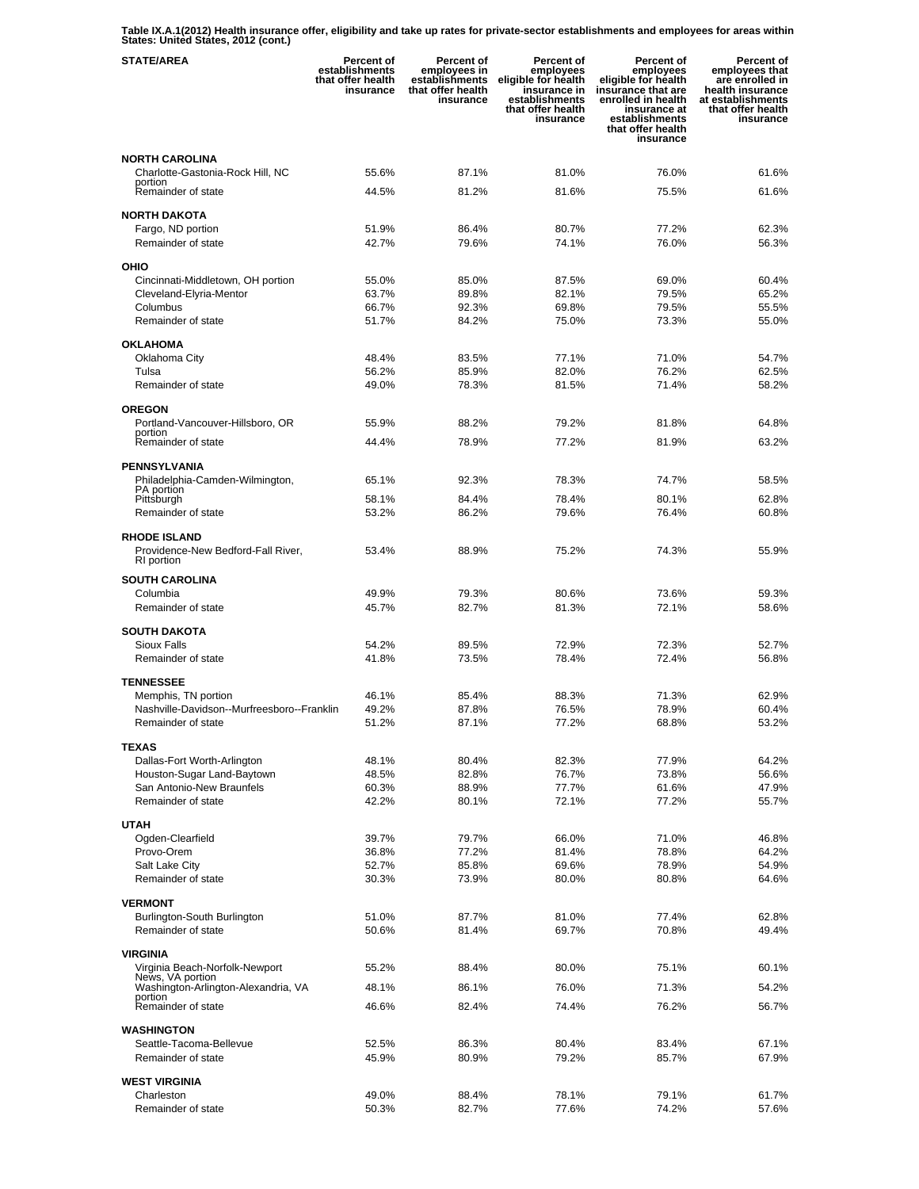**Table IX.A.1(2012) Health insurance offer, eligibility and take up rates for private-sector establishments and employees for areas within States: United States, 2012 (cont.)**

| STATE/AREA | Percent of establishments that offer health insurance | Percent of employees in establishments that offer health insurance | Percent of employees eligible for health insurance in establishments that offer health insurance | Percent of employees eligible for health insurance that are enrolled in health insurance at establishments that offer health insurance | Percent of employees that are enrolled in health insurance at establishments that offer health insurance |
|---|---|---|---|---|---|
| **NORTH CAROLINA** | | | | | |
| Charlotte-Gastonia-Rock Hill, NC portion | 55.6% | 87.1% | 81.0% | 76.0% | 61.6% |
| Remainder of state | 44.5% | 81.2% | 81.6% | 75.5% | 61.6% |
| **NORTH DAKOTA** | | | | | |
| Fargo, ND portion | 51.9% | 86.4% | 80.7% | 77.2% | 62.3% |
| Remainder of state | 42.7% | 79.6% | 74.1% | 76.0% | 56.3% |
| **OHIO** | | | | | |
| Cincinnati-Middletown, OH portion | 55.0% | 85.0% | 87.5% | 69.0% | 60.4% |
| Cleveland-Elyria-Mentor | 63.7% | 89.8% | 82.1% | 79.5% | 65.2% |
| Columbus | 66.7% | 92.3% | 69.8% | 79.5% | 55.5% |
| Remainder of state | 51.7% | 84.2% | 75.0% | 73.3% | 55.0% |
| **OKLAHOMA** | | | | | |
| Oklahoma City | 48.4% | 83.5% | 77.1% | 71.0% | 54.7% |
| Tulsa | 56.2% | 85.9% | 82.0% | 76.2% | 62.5% |
| Remainder of state | 49.0% | 78.3% | 81.5% | 71.4% | 58.2% |
| **OREGON** | | | | | |
| Portland-Vancouver-Hillsboro, OR portion | 55.9% | 88.2% | 79.2% | 81.8% | 64.8% |
| Remainder of state | 44.4% | 78.9% | 77.2% | 81.9% | 63.2% |
| **PENNSYLVANIA** | | | | | |
| Philadelphia-Camden-Wilmington, PA portion | 65.1% | 92.3% | 78.3% | 74.7% | 58.5% |
| Pittsburgh | 58.1% | 84.4% | 78.4% | 80.1% | 62.8% |
| Remainder of state | 53.2% | 86.2% | 79.6% | 76.4% | 60.8% |
| **RHODE ISLAND** | | | | | |
| Providence-New Bedford-Fall River, RI portion | 53.4% | 88.9% | 75.2% | 74.3% | 55.9% |
| **SOUTH CAROLINA** | | | | | |
| Columbia | 49.9% | 79.3% | 80.6% | 73.6% | 59.3% |
| Remainder of state | 45.7% | 82.7% | 81.3% | 72.1% | 58.6% |
| **SOUTH DAKOTA** | | | | | |
| Sioux Falls | 54.2% | 89.5% | 72.9% | 72.3% | 52.7% |
| Remainder of state | 41.8% | 73.5% | 78.4% | 72.4% | 56.8% |
| **TENNESSEE** | | | | | |
| Memphis, TN portion | 46.1% | 85.4% | 88.3% | 71.3% | 62.9% |
| Nashville-Davidson--Murfreesboro--Franklin | 49.2% | 87.8% | 76.5% | 78.9% | 60.4% |
| Remainder of state | 51.2% | 87.1% | 77.2% | 68.8% | 53.2% |
| **TEXAS** | | | | | |
| Dallas-Fort Worth-Arlington | 48.1% | 80.4% | 82.3% | 77.9% | 64.2% |
| Houston-Sugar Land-Baytown | 48.5% | 82.8% | 76.7% | 73.8% | 56.6% |
| San Antonio-New Braunfels | 60.3% | 88.9% | 77.7% | 61.6% | 47.9% |
| Remainder of state | 42.2% | 80.1% | 72.1% | 77.2% | 55.7% |
| **UTAH** | | | | | |
| Ogden-Clearfield | 39.7% | 79.7% | 66.0% | 71.0% | 46.8% |
| Provo-Orem | 36.8% | 77.2% | 81.4% | 78.8% | 64.2% |
| Salt Lake City | 52.7% | 85.8% | 69.6% | 78.9% | 54.9% |
| Remainder of state | 30.3% | 73.9% | 80.0% | 80.8% | 64.6% |
| **VERMONT** | | | | | |
| Burlington-South Burlington | 51.0% | 87.7% | 81.0% | 77.4% | 62.8% |
| Remainder of state | 50.6% | 81.4% | 69.7% | 70.8% | 49.4% |
| **VIRGINIA** | | | | | |
| Virginia Beach-Norfolk-Newport News, VA portion | 55.2% | 88.4% | 80.0% | 75.1% | 60.1% |
| Washington-Arlington-Alexandria, VA portion | 48.1% | 86.1% | 76.0% | 71.3% | 54.2% |
| Remainder of state | 46.6% | 82.4% | 74.4% | 76.2% | 56.7% |
| **WASHINGTON** | | | | | |
| Seattle-Tacoma-Bellevue | 52.5% | 86.3% | 80.4% | 83.4% | 67.1% |
| Remainder of state | 45.9% | 80.9% | 79.2% | 85.7% | 67.9% |
| **WEST VIRGINIA** | | | | | |
| Charleston | 49.0% | 88.4% | 78.1% | 79.1% | 61.7% |
| Remainder of state | 50.3% | 82.7% | 77.6% | 74.2% | 57.6% |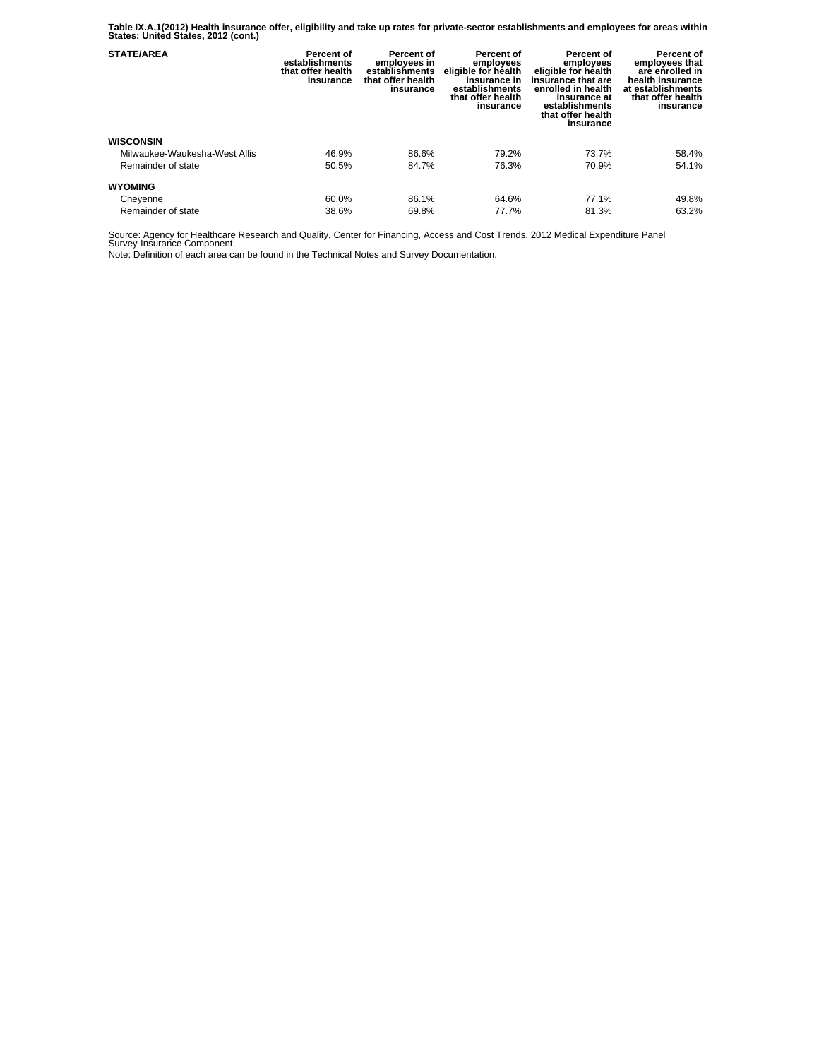**Table IX.A.1(2012) Health insurance offer, eligibility and take up rates for private-sector establishments and employees for areas within States: United States, 2012 (cont.)**

| STATE/AREA | Percent of establishments that offer health insurance | Percent of employees in establishments that offer health insurance | Percent of employees eligible for health insurance in establishments that offer health insurance | Percent of employees eligible for health insurance that are enrolled in health insurance at establishments that offer health insurance | Percent of employees that are enrolled in health insurance at establishments that offer health insurance |
|---|---|---|---|---|---|
| **WISCONSIN** | | | | | |
| Milwaukee-Waukesha-West Allis | 46.9% | 86.6% | 79.2% | 73.7% | 58.4% |
| Remainder of state | 50.5% | 84.7% | 76.3% | 70.9% | 54.1% |
| **WYOMING** | | | | | |
| Cheyenne | 60.0% | 86.1% | 64.6% | 77.1% | 49.8% |
| Remainder of state | 38.6% | 69.8% | 77.7% | 81.3% | 63.2% |

Source: Agency for Healthcare Research and Quality, Center for Financing, Access and Cost Trends. 2012 Medical Expenditure Panel Survey-Insurance Component.

Note: Definition of each area can be found in the Technical Notes and Survey Documentation.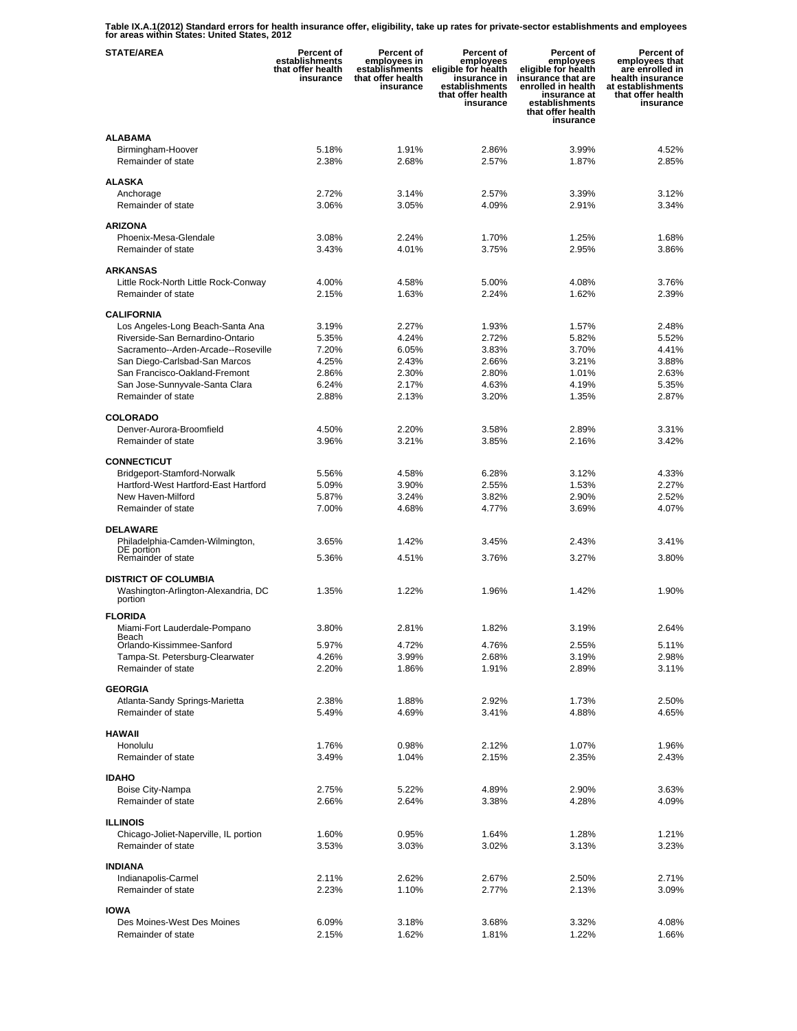**Table IX.A.1(2012) Standard errors for health insurance offer, eligibility, take up rates for private-sector establishments and employees for areas within States: United States, 2012**

| STATE/AREA | Percent of establishments that offer health insurance | Percent of employees in establishments that offer health insurance | Percent of employees eligible for health insurance in establishments that offer health insurance | Percent of employees eligible for health insurance that are enrolled in health insurance at establishments that offer health insurance | Percent of employees that are enrolled in health insurance at establishments that offer health insurance |
|---|---|---|---|---|---|
| **ALABAMA** | | | | | |
| Birmingham-Hoover | 5.18% | 1.91% | 2.86% | 3.99% | 4.52% |
| Remainder of state | 2.38% | 2.68% | 2.57% | 1.87% | 2.85% |
| **ALASKA** | | | | | |
| Anchorage | 2.72% | 3.14% | 2.57% | 3.39% | 3.12% |
| Remainder of state | 3.06% | 3.05% | 4.09% | 2.91% | 3.34% |
| **ARIZONA** | | | | | |
| Phoenix-Mesa-Glendale | 3.08% | 2.24% | 1.70% | 1.25% | 1.68% |
| Remainder of state | 3.43% | 4.01% | 3.75% | 2.95% | 3.86% |
| **ARKANSAS** | | | | | |
| Little Rock-North Little Rock-Conway | 4.00% | 4.58% | 5.00% | 4.08% | 3.76% |
| Remainder of state | 2.15% | 1.63% | 2.24% | 1.62% | 2.39% |
| **CALIFORNIA** | | | | | |
| Los Angeles-Long Beach-Santa Ana | 3.19% | 2.27% | 1.93% | 1.57% | 2.48% |
| Riverside-San Bernardino-Ontario | 5.35% | 4.24% | 2.72% | 5.82% | 5.52% |
| Sacramento--Arden-Arcade--Roseville | 7.20% | 6.05% | 3.83% | 3.70% | 4.41% |
| San Diego-Carlsbad-San Marcos | 4.25% | 2.43% | 2.66% | 3.21% | 3.88% |
| San Francisco-Oakland-Fremont | 2.86% | 2.30% | 2.80% | 1.01% | 2.63% |
| San Jose-Sunnyvale-Santa Clara | 6.24% | 2.17% | 4.63% | 4.19% | 5.35% |
| Remainder of state | 2.88% | 2.13% | 3.20% | 1.35% | 2.87% |
| **COLORADO** | | | | | |
| Denver-Aurora-Broomfield | 4.50% | 2.20% | 3.58% | 2.89% | 3.31% |
| Remainder of state | 3.96% | 3.21% | 3.85% | 2.16% | 3.42% |
| **CONNECTICUT** | | | | | |
| Bridgeport-Stamford-Norwalk | 5.56% | 4.58% | 6.28% | 3.12% | 4.33% |
| Hartford-West Hartford-East Hartford | 5.09% | 3.90% | 2.55% | 1.53% | 2.27% |
| New Haven-Milford | 5.87% | 3.24% | 3.82% | 2.90% | 2.52% |
| Remainder of state | 7.00% | 4.68% | 4.77% | 3.69% | 4.07% |
| **DELAWARE** | | | | | |
| Philadelphia-Camden-Wilmington, DE portion | 3.65% | 1.42% | 3.45% | 2.43% | 3.41% |
| Remainder of state | 5.36% | 4.51% | 3.76% | 3.27% | 3.80% |
| **DISTRICT OF COLUMBIA** | | | | | |
| Washington-Arlington-Alexandria, DC portion | 1.35% | 1.22% | 1.96% | 1.42% | 1.90% |
| **FLORIDA** | | | | | |
| Miami-Fort Lauderdale-Pompano Beach | 3.80% | 2.81% | 1.82% | 3.19% | 2.64% |
| Orlando-Kissimmee-Sanford | 5.97% | 4.72% | 4.76% | 2.55% | 5.11% |
| Tampa-St. Petersburg-Clearwater | 4.26% | 3.99% | 2.68% | 3.19% | 2.98% |
| Remainder of state | 2.20% | 1.86% | 1.91% | 2.89% | 3.11% |
| **GEORGIA** | | | | | |
| Atlanta-Sandy Springs-Marietta | 2.38% | 1.88% | 2.92% | 1.73% | 2.50% |
| Remainder of state | 5.49% | 4.69% | 3.41% | 4.88% | 4.65% |
| **HAWAII** | | | | | |
| Honolulu | 1.76% | 0.98% | 2.12% | 1.07% | 1.96% |
| Remainder of state | 3.49% | 1.04% | 2.15% | 2.35% | 2.43% |
| **IDAHO** | | | | | |
| Boise City-Nampa | 2.75% | 5.22% | 4.89% | 2.90% | 3.63% |
| Remainder of state | 2.66% | 2.64% | 3.38% | 4.28% | 4.09% |
| **ILLINOIS** | | | | | |
| Chicago-Joliet-Naperville, IL portion | 1.60% | 0.95% | 1.64% | 1.28% | 1.21% |
| Remainder of state | 3.53% | 3.03% | 3.02% | 3.13% | 3.23% |
| **INDIANA** | | | | | |
| Indianapolis-Carmel | 2.11% | 2.62% | 2.67% | 2.50% | 2.71% |
| Remainder of state | 2.23% | 1.10% | 2.77% | 2.13% | 3.09% |
| **IOWA** | | | | | |
| Des Moines-West Des Moines | 6.09% | 3.18% | 3.68% | 3.32% | 4.08% |
| Remainder of state | 2.15% | 1.62% | 1.81% | 1.22% | 1.66% |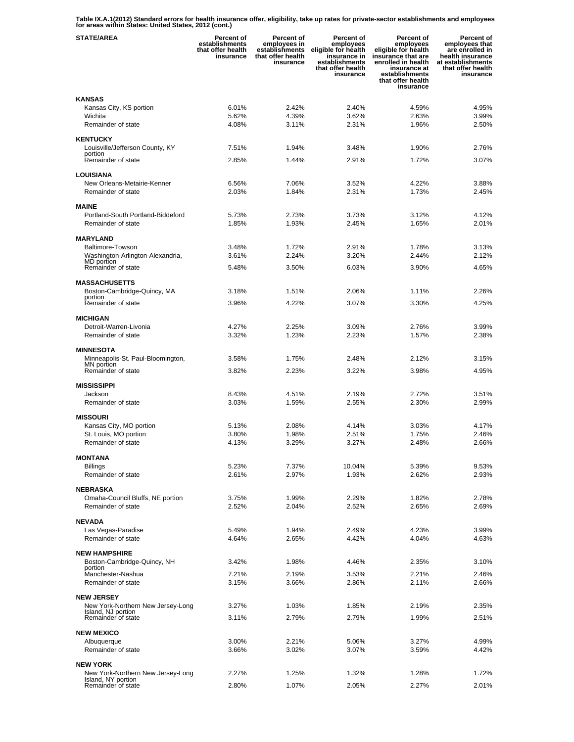**Table IX.A.1(2012) Standard errors for health insurance offer, eligibility, take up rates for private-sector establishments and employees for areas within States: United States, 2012 (cont.)**

| STATE/AREA | Percent of establishments that offer health insurance | Percent of employees in establishments that offer health insurance | Percent of employees eligible for health insurance in establishments that offer health insurance | Percent of employees eligible for health insurance that are enrolled in health insurance at establishments that offer health insurance | Percent of employees that are enrolled in health insurance at establishments that offer health insurance |
|---|---|---|---|---|---|
| **KANSAS** | | | | | |
| Kansas City, KS portion | 6.01% | 2.42% | 2.40% | 4.59% | 4.95% |
| Wichita | 5.62% | 4.39% | 3.62% | 2.63% | 3.99% |
| Remainder of state | 4.08% | 3.11% | 2.31% | 1.96% | 2.50% |
| **KENTUCKY** | | | | | |
| Louisville/Jefferson County, KY portion | 7.51% | 1.94% | 3.48% | 1.90% | 2.76% |
| Remainder of state | 2.85% | 1.44% | 2.91% | 1.72% | 3.07% |
| **LOUISIANA** | | | | | |
| New Orleans-Metairie-Kenner | 6.56% | 7.06% | 3.52% | 4.22% | 3.88% |
| Remainder of state | 2.03% | 1.84% | 2.31% | 1.73% | 2.45% |
| **MAINE** | | | | | |
| Portland-South Portland-Biddeford | 5.73% | 2.73% | 3.73% | 3.12% | 4.12% |
| Remainder of state | 1.85% | 1.93% | 2.45% | 1.65% | 2.01% |
| **MARYLAND** | | | | | |
| Baltimore-Towson | 3.48% | 1.72% | 2.91% | 1.78% | 3.13% |
| Washington-Arlington-Alexandria, MD portion | 3.61% | 2.24% | 3.20% | 2.44% | 2.12% |
| Remainder of state | 5.48% | 3.50% | 6.03% | 3.90% | 4.65% |
| **MASSACHUSETTS** | | | | | |
| Boston-Cambridge-Quincy, MA portion | 3.18% | 1.51% | 2.06% | 1.11% | 2.26% |
| Remainder of state | 3.96% | 4.22% | 3.07% | 3.30% | 4.25% |
| **MICHIGAN** | | | | | |
| Detroit-Warren-Livonia | 4.27% | 2.25% | 3.09% | 2.76% | 3.99% |
| Remainder of state | 3.32% | 1.23% | 2.23% | 1.57% | 2.38% |
| **MINNESOTA** | | | | | |
| Minneapolis-St. Paul-Bloomington, MN portion | 3.58% | 1.75% | 2.48% | 2.12% | 3.15% |
| Remainder of state | 3.82% | 2.23% | 3.22% | 3.98% | 4.95% |
| **MISSISSIPPI** | | | | | |
| Jackson | 8.43% | 4.51% | 2.19% | 2.72% | 3.51% |
| Remainder of state | 3.03% | 1.59% | 2.55% | 2.30% | 2.99% |
| **MISSOURI** | | | | | |
| Kansas City, MO portion | 5.13% | 2.08% | 4.14% | 3.03% | 4.17% |
| St. Louis, MO portion | 3.80% | 1.98% | 2.51% | 1.75% | 2.46% |
| Remainder of state | 4.13% | 3.29% | 3.27% | 2.48% | 2.66% |
| **MONTANA** | | | | | |
| Billings | 5.23% | 7.37% | 10.04% | 5.39% | 9.53% |
| Remainder of state | 2.61% | 2.97% | 1.93% | 2.62% | 2.93% |
| **NEBRASKA** | | | | | |
| Omaha-Council Bluffs, NE portion | 3.75% | 1.99% | 2.29% | 1.82% | 2.78% |
| Remainder of state | 2.52% | 2.04% | 2.52% | 2.65% | 2.69% |
| **NEVADA** | | | | | |
| Las Vegas-Paradise | 5.49% | 1.94% | 2.49% | 4.23% | 3.99% |
| Remainder of state | 4.64% | 2.65% | 4.42% | 4.04% | 4.63% |
| **NEW HAMPSHIRE** | | | | | |
| Boston-Cambridge-Quincy, NH portion | 3.42% | 1.98% | 4.46% | 2.35% | 3.10% |
| Manchester-Nashua | 7.21% | 2.19% | 3.53% | 2.21% | 2.46% |
| Remainder of state | 3.15% | 3.66% | 2.86% | 2.11% | 2.66% |
| **NEW JERSEY** | | | | | |
| New York-Northern New Jersey-Long Island, NJ portion | 3.27% | 1.03% | 1.85% | 2.19% | 2.35% |
| Remainder of state | 3.11% | 2.79% | 2.79% | 1.99% | 2.51% |
| **NEW MEXICO** | | | | | |
| Albuquerque | 3.00% | 2.21% | 5.06% | 3.27% | 4.99% |
| Remainder of state | 3.66% | 3.02% | 3.07% | 3.59% | 4.42% |
| **NEW YORK** | | | | | |
| New York-Northern New Jersey-Long Island, NY portion | 2.27% | 1.25% | 1.32% | 1.28% | 1.72% |
| Remainder of state | 2.80% | 1.07% | 2.05% | 2.27% | 2.01% |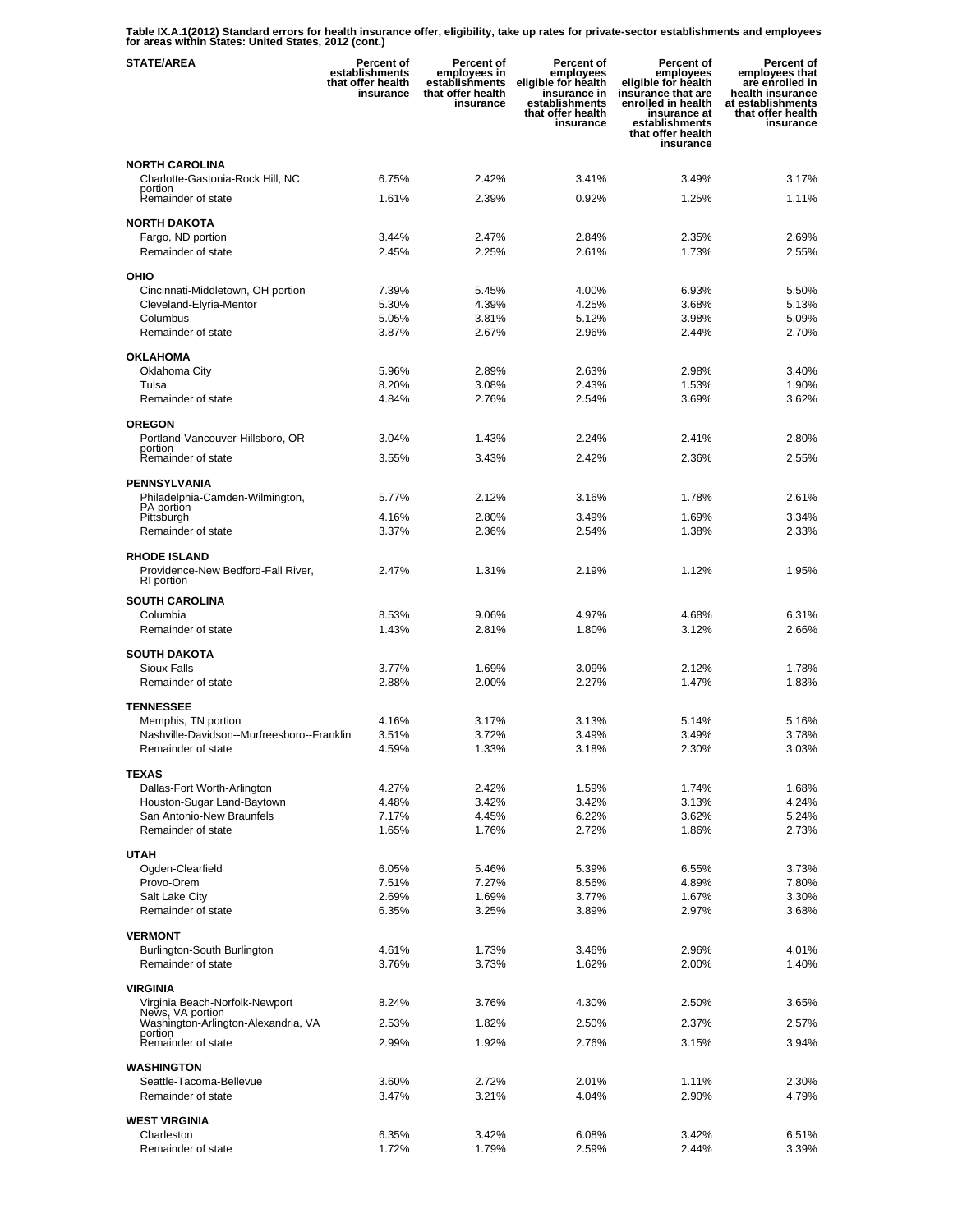**Table IX.A.1(2012) Standard errors for health insurance offer, eligibility, take up rates for private-sector establishments and employees for areas within States: United States, 2012 (cont.)**

| STATE/AREA | Percent of establishments that offer health insurance | Percent of employees in establishments that offer health insurance | Percent of employees eligible for health insurance in establishments that offer health insurance | Percent of employees eligible for health insurance that are enrolled in health insurance at establishments that offer health insurance | Percent of employees that are enrolled in health insurance at establishments that offer health insurance |
|---|---|---|---|---|---|
| **NORTH CAROLINA** | | | | | |
| Charlotte-Gastonia-Rock Hill, NC portion | 6.75% | 2.42% | 3.41% | 3.49% | 3.17% |
| Remainder of state | 1.61% | 2.39% | 0.92% | 1.25% | 1.11% |
| **NORTH DAKOTA** | | | | | |
| Fargo, ND portion | 3.44% | 2.47% | 2.84% | 2.35% | 2.69% |
| Remainder of state | 2.45% | 2.25% | 2.61% | 1.73% | 2.55% |
| **OHIO** | | | | | |
| Cincinnati-Middletown, OH portion | 7.39% | 5.45% | 4.00% | 6.93% | 5.50% |
| Cleveland-Elyria-Mentor | 5.30% | 4.39% | 4.25% | 3.68% | 5.13% |
| Columbus | 5.05% | 3.81% | 5.12% | 3.98% | 5.09% |
| Remainder of state | 3.87% | 2.67% | 2.96% | 2.44% | 2.70% |
| **OKLAHOMA** | | | | | |
| Oklahoma City | 5.96% | 2.89% | 2.63% | 2.98% | 3.40% |
| Tulsa | 8.20% | 3.08% | 2.43% | 1.53% | 1.90% |
| Remainder of state | 4.84% | 2.76% | 2.54% | 3.69% | 3.62% |
| **OREGON** | | | | | |
| Portland-Vancouver-Hillsboro, OR portion | 3.04% | 1.43% | 2.24% | 2.41% | 2.80% |
| Remainder of state | 3.55% | 3.43% | 2.42% | 2.36% | 2.55% |
| **PENNSYLVANIA** | | | | | |
| Philadelphia-Camden-Wilmington, PA portion | 5.77% | 2.12% | 3.16% | 1.78% | 2.61% |
| Pittsburgh | 4.16% | 2.80% | 3.49% | 1.69% | 3.34% |
| Remainder of state | 3.37% | 2.36% | 2.54% | 1.38% | 2.33% |
| **RHODE ISLAND** | | | | | |
| Providence-New Bedford-Fall River, RI portion | 2.47% | 1.31% | 2.19% | 1.12% | 1.95% |
| **SOUTH CAROLINA** | | | | | |
| Columbia | 8.53% | 9.06% | 4.97% | 4.68% | 6.31% |
| Remainder of state | 1.43% | 2.81% | 1.80% | 3.12% | 2.66% |
| **SOUTH DAKOTA** | | | | | |
| Sioux Falls | 3.77% | 1.69% | 3.09% | 2.12% | 1.78% |
| Remainder of state | 2.88% | 2.00% | 2.27% | 1.47% | 1.83% |
| **TENNESSEE** | | | | | |
| Memphis, TN portion | 4.16% | 3.17% | 3.13% | 5.14% | 5.16% |
| Nashville-Davidson--Murfreesboro--Franklin | 3.51% | 3.72% | 3.49% | 3.49% | 3.78% |
| Remainder of state | 4.59% | 1.33% | 3.18% | 2.30% | 3.03% |
| **TEXAS** | | | | | |
| Dallas-Fort Worth-Arlington | 4.27% | 2.42% | 1.59% | 1.74% | 1.68% |
| Houston-Sugar Land-Baytown | 4.48% | 3.42% | 3.42% | 3.13% | 4.24% |
| San Antonio-New Braunfels | 7.17% | 4.45% | 6.22% | 3.62% | 5.24% |
| Remainder of state | 1.65% | 1.76% | 2.72% | 1.86% | 2.73% |
| **UTAH** | | | | | |
| Ogden-Clearfield | 6.05% | 5.46% | 5.39% | 6.55% | 3.73% |
| Provo-Orem | 7.51% | 7.27% | 8.56% | 4.89% | 7.80% |
| Salt Lake City | 2.69% | 1.69% | 3.77% | 1.67% | 3.30% |
| Remainder of state | 6.35% | 3.25% | 3.89% | 2.97% | 3.68% |
| **VERMONT** | | | | | |
| Burlington-South Burlington | 4.61% | 1.73% | 3.46% | 2.96% | 4.01% |
| Remainder of state | 3.76% | 3.73% | 1.62% | 2.00% | 1.40% |
| **VIRGINIA** | | | | | |
| Virginia Beach-Norfolk-Newport News, VA portion | 8.24% | 3.76% | 4.30% | 2.50% | 3.65% |
| Washington-Arlington-Alexandria, VA portion | 2.53% | 1.82% | 2.50% | 2.37% | 2.57% |
| Remainder of state | 2.99% | 1.92% | 2.76% | 3.15% | 3.94% |
| **WASHINGTON** | | | | | |
| Seattle-Tacoma-Bellevue | 3.60% | 2.72% | 2.01% | 1.11% | 2.30% |
| Remainder of state | 3.47% | 3.21% | 4.04% | 2.90% | 4.79% |
| **WEST VIRGINIA** | | | | | |
| Charleston | 6.35% | 3.42% | 6.08% | 3.42% | 6.51% |
| Remainder of state | 1.72% | 1.79% | 2.59% | 2.44% | 3.39% |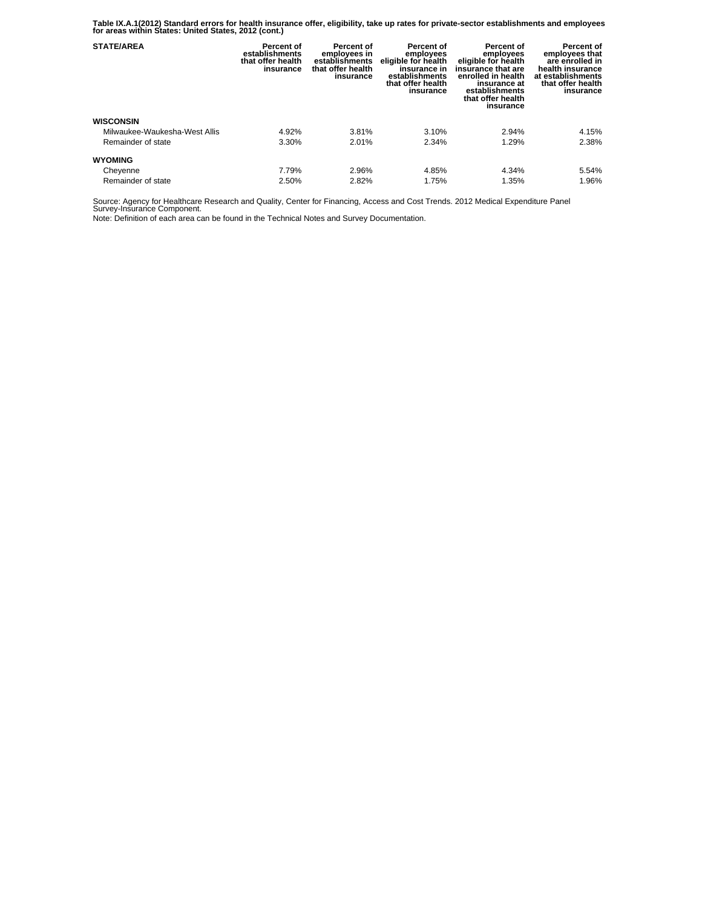**Table IX.A.1(2012) Standard errors for health insurance offer, eligibility, take up rates for private-sector establishments and employees for areas within States: United States, 2012 (cont.)**

| STATE/AREA | Percent of establishments that offer health insurance | Percent of employees in establishments that offer health insurance | Percent of employees eligible for health insurance in establishments that offer health insurance | Percent of employees eligible for health insurance that are enrolled in health insurance at establishments that offer health insurance | Percent of employees that are enrolled in health insurance at establishments that offer health insurance |
|---|---|---|---|---|---|
| **WISCONSIN** | | | | | |
| Milwaukee-Waukesha-West Allis | 4.92% | 3.81% | 3.10% | 2.94% | 4.15% |
| Remainder of state | 3.30% | 2.01% | 2.34% | 1.29% | 2.38% |
| **WYOMING** | | | | | |
| Cheyenne | 7.79% | 2.96% | 4.85% | 4.34% | 5.54% |
| Remainder of state | 2.50% | 2.82% | 1.75% | 1.35% | 1.96% |

Source: Agency for Healthcare Research and Quality, Center for Financing, Access and Cost Trends. 2012 Medical Expenditure Panel Survey-Insurance Component.

Note: Definition of each area can be found in the Technical Notes and Survey Documentation.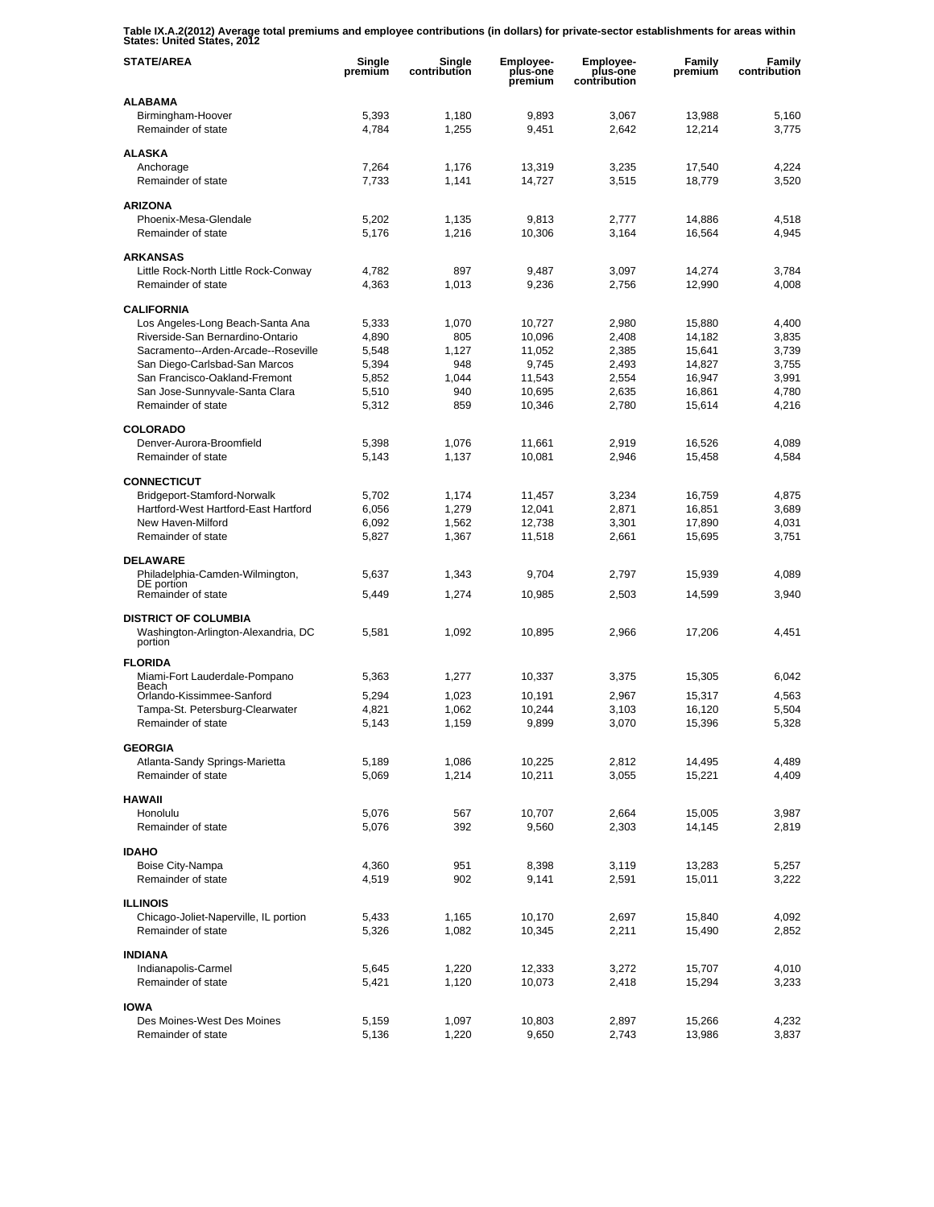**Table IX.A.2(2012) Average total premiums and employee contributions (in dollars) for private-sector establishments for areas within States: United States, 2012**

| STATE/AREA | Single premium | Single contribution | Employee-plus-one premium | Employee-plus-one contribution | Family premium | Family contribution |
|---|---|---|---|---|---|---|
| **ALABAMA** | | | | | | |
| Birmingham-Hoover | 5,393 | 1,180 | 9,893 | 3,067 | 13,988 | 5,160 |
| Remainder of state | 4,784 | 1,255 | 9,451 | 2,642 | 12,214 | 3,775 |
| **ALASKA** | | | | | | |
| Anchorage | 7,264 | 1,176 | 13,319 | 3,235 | 17,540 | 4,224 |
| Remainder of state | 7,733 | 1,141 | 14,727 | 3,515 | 18,779 | 3,520 |
| **ARIZONA** | | | | | | |
| Phoenix-Mesa-Glendale | 5,202 | 1,135 | 9,813 | 2,777 | 14,886 | 4,518 |
| Remainder of state | 5,176 | 1,216 | 10,306 | 3,164 | 16,564 | 4,945 |
| **ARKANSAS** | | | | | | |
| Little Rock-North Little Rock-Conway | 4,782 | 897 | 9,487 | 3,097 | 14,274 | 3,784 |
| Remainder of state | 4,363 | 1,013 | 9,236 | 2,756 | 12,990 | 4,008 |
| **CALIFORNIA** | | | | | | |
| Los Angeles-Long Beach-Santa Ana | 5,333 | 1,070 | 10,727 | 2,980 | 15,880 | 4,400 |
| Riverside-San Bernardino-Ontario | 4,890 | 805 | 10,096 | 2,408 | 14,182 | 3,835 |
| Sacramento--Arden-Arcade--Roseville | 5,548 | 1,127 | 11,052 | 2,385 | 15,641 | 3,739 |
| San Diego-Carlsbad-San Marcos | 5,394 | 948 | 9,745 | 2,493 | 14,827 | 3,755 |
| San Francisco-Oakland-Fremont | 5,852 | 1,044 | 11,543 | 2,554 | 16,947 | 3,991 |
| San Jose-Sunnyvale-Santa Clara | 5,510 | 940 | 10,695 | 2,635 | 16,861 | 4,780 |
| Remainder of state | 5,312 | 859 | 10,346 | 2,780 | 15,614 | 4,216 |
| **COLORADO** | | | | | | |
| Denver-Aurora-Broomfield | 5,398 | 1,076 | 11,661 | 2,919 | 16,526 | 4,089 |
| Remainder of state | 5,143 | 1,137 | 10,081 | 2,946 | 15,458 | 4,584 |
| **CONNECTICUT** | | | | | | |
| Bridgeport-Stamford-Norwalk | 5,702 | 1,174 | 11,457 | 3,234 | 16,759 | 4,875 |
| Hartford-West Hartford-East Hartford | 6,056 | 1,279 | 12,041 | 2,871 | 16,851 | 3,689 |
| New Haven-Milford | 6,092 | 1,562 | 12,738 | 3,301 | 17,890 | 4,031 |
| Remainder of state | 5,827 | 1,367 | 11,518 | 2,661 | 15,695 | 3,751 |
| **DELAWARE** | | | | | | |
| Philadelphia-Camden-Wilmington, DE portion | 5,637 | 1,343 | 9,704 | 2,797 | 15,939 | 4,089 |
| Remainder of state | 5,449 | 1,274 | 10,985 | 2,503 | 14,599 | 3,940 |
| **DISTRICT OF COLUMBIA** | | | | | | |
| Washington-Arlington-Alexandria, DC portion | 5,581 | 1,092 | 10,895 | 2,966 | 17,206 | 4,451 |
| **FLORIDA** | | | | | | |
| Miami-Fort Lauderdale-Pompano Beach | 5,363 | 1,277 | 10,337 | 3,375 | 15,305 | 6,042 |
| Orlando-Kissimmee-Sanford | 5,294 | 1,023 | 10,191 | 2,967 | 15,317 | 4,563 |
| Tampa-St. Petersburg-Clearwater | 4,821 | 1,062 | 10,244 | 3,103 | 16,120 | 5,504 |
| Remainder of state | 5,143 | 1,159 | 9,899 | 3,070 | 15,396 | 5,328 |
| **GEORGIA** | | | | | | |
| Atlanta-Sandy Springs-Marietta | 5,189 | 1,086 | 10,225 | 2,812 | 14,495 | 4,489 |
| Remainder of state | 5,069 | 1,214 | 10,211 | 3,055 | 15,221 | 4,409 |
| **HAWAII** | | | | | | |
| Honolulu | 5,076 | 567 | 10,707 | 2,664 | 15,005 | 3,987 |
| Remainder of state | 5,076 | 392 | 9,560 | 2,303 | 14,145 | 2,819 |
| **IDAHO** | | | | | | |
| Boise City-Nampa | 4,360 | 951 | 8,398 | 3,119 | 13,283 | 5,257 |
| Remainder of state | 4,519 | 902 | 9,141 | 2,591 | 15,011 | 3,222 |
| **ILLINOIS** | | | | | | |
| Chicago-Joliet-Naperville, IL portion | 5,433 | 1,165 | 10,170 | 2,697 | 15,840 | 4,092 |
| Remainder of state | 5,326 | 1,082 | 10,345 | 2,211 | 15,490 | 2,852 |
| **INDIANA** | | | | | | |
| Indianapolis-Carmel | 5,645 | 1,220 | 12,333 | 3,272 | 15,707 | 4,010 |
| Remainder of state | 5,421 | 1,120 | 10,073 | 2,418 | 15,294 | 3,233 |
| **IOWA** | | | | | | |
| Des Moines-West Des Moines | 5,159 | 1,097 | 10,803 | 2,897 | 15,266 | 4,232 |
| Remainder of state | 5,136 | 1,220 | 9,650 | 2,743 | 13,986 | 3,837 |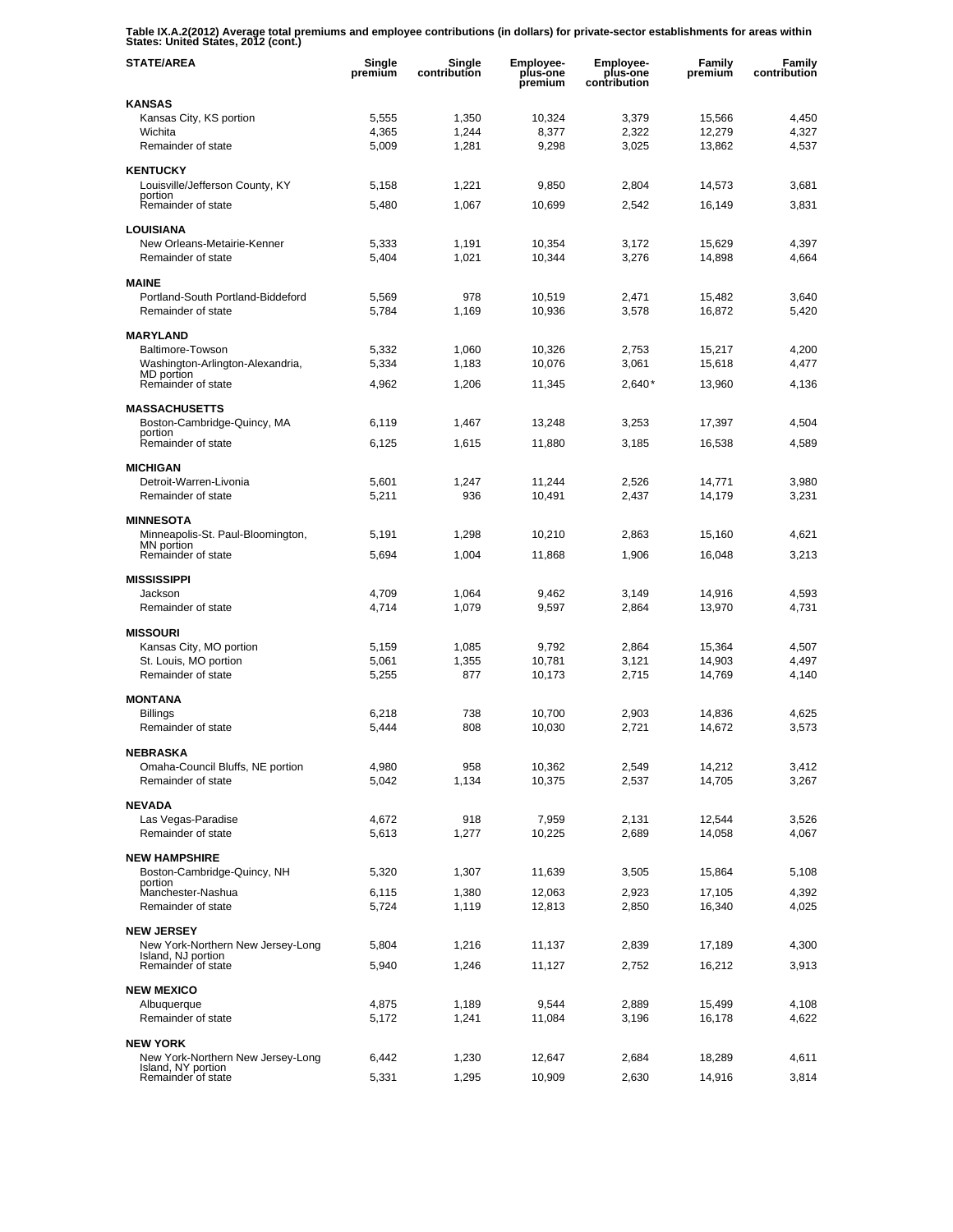**Table IX.A.2(2012) Average total premiums and employee contributions (in dollars) for private-sector establishments for areas within States: United States, 2012 (cont.)**

| STATE/AREA | Single premium | Single contribution | Employee-plus-one premium | Employee-plus-one contribution | Family premium | Family contribution |
|---|---|---|---|---|---|---|
| **KANSAS** | | | | | | |
| Kansas City, KS portion | 5,555 | 1,350 | 10,324 | 3,379 | 15,566 | 4,450 |
| Wichita | 4,365 | 1,244 | 8,377 | 2,322 | 12,279 | 4,327 |
| Remainder of state | 5,009 | 1,281 | 9,298 | 3,025 | 13,862 | 4,537 |
| **KENTUCKY** | | | | | | |
| Louisville/Jefferson County, KY portion | 5,158 | 1,221 | 9,850 | 2,804 | 14,573 | 3,681 |
| Remainder of state | 5,480 | 1,067 | 10,699 | 2,542 | 16,149 | 3,831 |
| **LOUISIANA** | | | | | | |
| New Orleans-Metairie-Kenner | 5,333 | 1,191 | 10,354 | 3,172 | 15,629 | 4,397 |
| Remainder of state | 5,404 | 1,021 | 10,344 | 3,276 | 14,898 | 4,664 |
| **MAINE** | | | | | | |
| Portland-South Portland-Biddeford | 5,569 | 978 | 10,519 | 2,471 | 15,482 | 3,640 |
| Remainder of state | 5,784 | 1,169 | 10,936 | 3,578 | 16,872 | 5,420 |
| **MARYLAND** | | | | | | |
| Baltimore-Towson | 5,332 | 1,060 | 10,326 | 2,753 | 15,217 | 4,200 |
| Washington-Arlington-Alexandria, MD portion | 5,334 | 1,183 | 10,076 | 3,061 | 15,618 | 4,477 |
| Remainder of state | 4,962 | 1,206 | 11,345 | 2,640* | 13,960 | 4,136 |
| **MASSACHUSETTS** | | | | | | |
| Boston-Cambridge-Quincy, MA portion | 6,119 | 1,467 | 13,248 | 3,253 | 17,397 | 4,504 |
| Remainder of state | 6,125 | 1,615 | 11,880 | 3,185 | 16,538 | 4,589 |
| **MICHIGAN** | | | | | | |
| Detroit-Warren-Livonia | 5,601 | 1,247 | 11,244 | 2,526 | 14,771 | 3,980 |
| Remainder of state | 5,211 | 936 | 10,491 | 2,437 | 14,179 | 3,231 |
| **MINNESOTA** | | | | | | |
| Minneapolis-St. Paul-Bloomington, MN portion | 5,191 | 1,298 | 10,210 | 2,863 | 15,160 | 4,621 |
| Remainder of state | 5,694 | 1,004 | 11,868 | 1,906 | 16,048 | 3,213 |
| **MISSISSIPPI** | | | | | | |
| Jackson | 4,709 | 1,064 | 9,462 | 3,149 | 14,916 | 4,593 |
| Remainder of state | 4,714 | 1,079 | 9,597 | 2,864 | 13,970 | 4,731 |
| **MISSOURI** | | | | | | |
| Kansas City, MO portion | 5,159 | 1,085 | 9,792 | 2,864 | 15,364 | 4,507 |
| St. Louis, MO portion | 5,061 | 1,355 | 10,781 | 3,121 | 14,903 | 4,497 |
| Remainder of state | 5,255 | 877 | 10,173 | 2,715 | 14,769 | 4,140 |
| **MONTANA** | | | | | | |
| Billings | 6,218 | 738 | 10,700 | 2,903 | 14,836 | 4,625 |
| Remainder of state | 5,444 | 808 | 10,030 | 2,721 | 14,672 | 3,573 |
| **NEBRASKA** | | | | | | |
| Omaha-Council Bluffs, NE portion | 4,980 | 958 | 10,362 | 2,549 | 14,212 | 3,412 |
| Remainder of state | 5,042 | 1,134 | 10,375 | 2,537 | 14,705 | 3,267 |
| **NEVADA** | | | | | | |
| Las Vegas-Paradise | 4,672 | 918 | 7,959 | 2,131 | 12,544 | 3,526 |
| Remainder of state | 5,613 | 1,277 | 10,225 | 2,689 | 14,058 | 4,067 |
| **NEW HAMPSHIRE** | | | | | | |
| Boston-Cambridge-Quincy, NH portion | 5,320 | 1,307 | 11,639 | 3,505 | 15,864 | 5,108 |
| Manchester-Nashua | 6,115 | 1,380 | 12,063 | 2,923 | 17,105 | 4,392 |
| Remainder of state | 5,724 | 1,119 | 12,813 | 2,850 | 16,340 | 4,025 |
| **NEW JERSEY** | | | | | | |
| New York-Northern New Jersey-Long Island, NJ portion | 5,804 | 1,216 | 11,137 | 2,839 | 17,189 | 4,300 |
| Remainder of state | 5,940 | 1,246 | 11,127 | 2,752 | 16,212 | 3,913 |
| **NEW MEXICO** | | | | | | |
| Albuquerque | 4,875 | 1,189 | 9,544 | 2,889 | 15,499 | 4,108 |
| Remainder of state | 5,172 | 1,241 | 11,084 | 3,196 | 16,178 | 4,622 |
| **NEW YORK** | | | | | | |
| New York-Northern New Jersey-Long Island, NY portion | 6,442 | 1,230 | 12,647 | 2,684 | 18,289 | 4,611 |
| Remainder of state | 5,331 | 1,295 | 10,909 | 2,630 | 14,916 | 3,814 |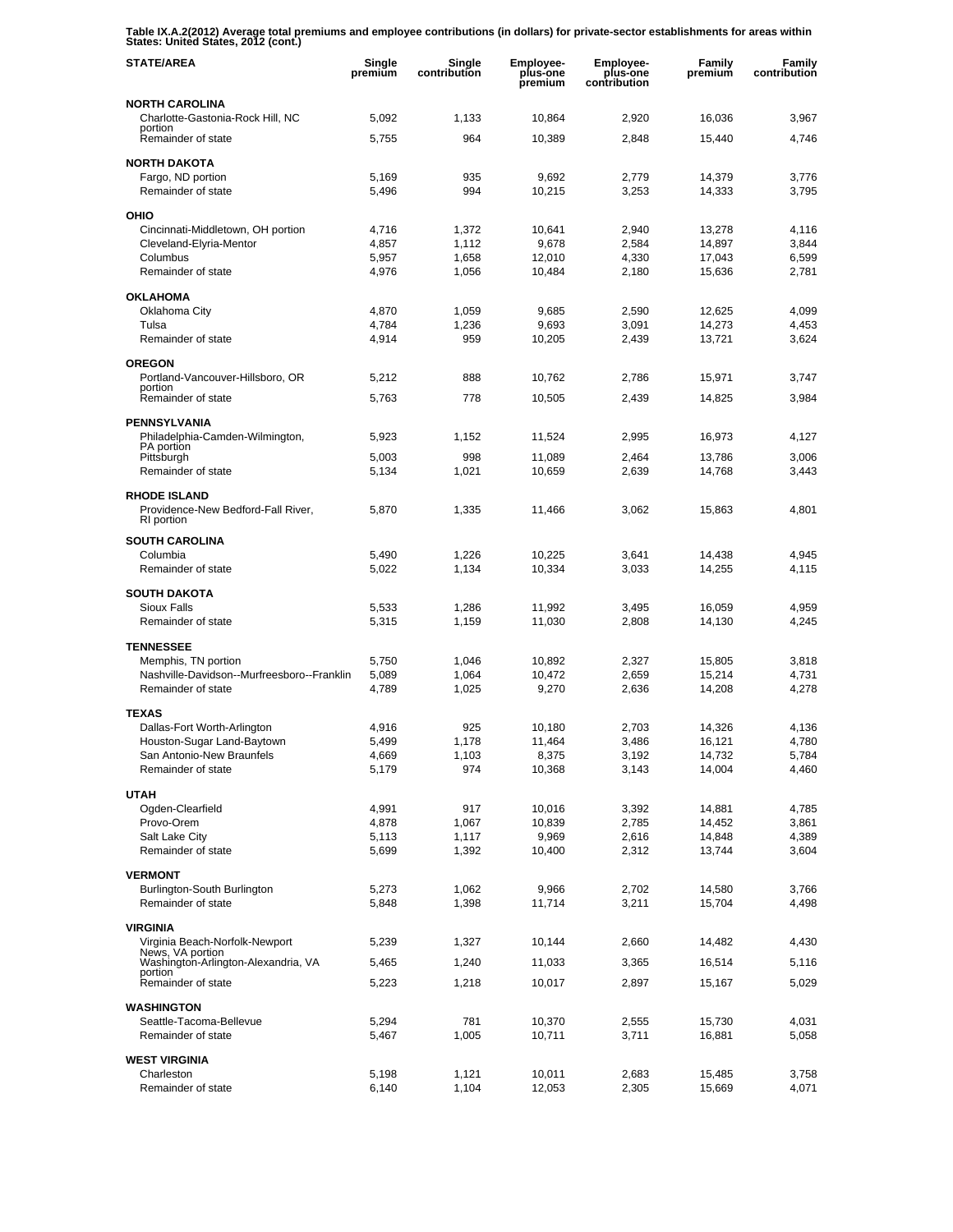**Table IX.A.2(2012) Average total premiums and employee contributions (in dollars) for private-sector establishments for areas within States: United States, 2012 (cont.)**

| STATE/AREA | Single premium | Single contribution | Employee-plus-one premium | Employee-plus-one contribution | Family premium | Family contribution |
|---|---|---|---|---|---|---|
| **NORTH CAROLINA** | | | | | | |
| Charlotte-Gastonia-Rock Hill, NC portion | 5,092 | 1,133 | 10,864 | 2,920 | 16,036 | 3,967 |
| Remainder of state | 5,755 | 964 | 10,389 | 2,848 | 15,440 | 4,746 |
| **NORTH DAKOTA** | | | | | | |
| Fargo, ND portion | 5,169 | 935 | 9,692 | 2,779 | 14,379 | 3,776 |
| Remainder of state | 5,496 | 994 | 10,215 | 3,253 | 14,333 | 3,795 |
| **OHIO** | | | | | | |
| Cincinnati-Middletown, OH portion | 4,716 | 1,372 | 10,641 | 2,940 | 13,278 | 4,116 |
| Cleveland-Elyria-Mentor | 4,857 | 1,112 | 9,678 | 2,584 | 14,897 | 3,844 |
| Columbus | 5,957 | 1,658 | 12,010 | 4,330 | 17,043 | 6,599 |
| Remainder of state | 4,976 | 1,056 | 10,484 | 2,180 | 15,636 | 2,781 |
| **OKLAHOMA** | | | | | | |
| Oklahoma City | 4,870 | 1,059 | 9,685 | 2,590 | 12,625 | 4,099 |
| Tulsa | 4,784 | 1,236 | 9,693 | 3,091 | 14,273 | 4,453 |
| Remainder of state | 4,914 | 959 | 10,205 | 2,439 | 13,721 | 3,624 |
| **OREGON** | | | | | | |
| Portland-Vancouver-Hillsboro, OR portion | 5,212 | 888 | 10,762 | 2,786 | 15,971 | 3,747 |
| Remainder of state | 5,763 | 778 | 10,505 | 2,439 | 14,825 | 3,984 |
| **PENNSYLVANIA** | | | | | | |
| Philadelphia-Camden-Wilmington, PA portion | 5,923 | 1,152 | 11,524 | 2,995 | 16,973 | 4,127 |
| Pittsburgh | 5,003 | 998 | 11,089 | 2,464 | 13,786 | 3,006 |
| Remainder of state | 5,134 | 1,021 | 10,659 | 2,639 | 14,768 | 3,443 |
| **RHODE ISLAND** | | | | | | |
| Providence-New Bedford-Fall River, RI portion | 5,870 | 1,335 | 11,466 | 3,062 | 15,863 | 4,801 |
| **SOUTH CAROLINA** | | | | | | |
| Columbia | 5,490 | 1,226 | 10,225 | 3,641 | 14,438 | 4,945 |
| Remainder of state | 5,022 | 1,134 | 10,334 | 3,033 | 14,255 | 4,115 |
| **SOUTH DAKOTA** | | | | | | |
| Sioux Falls | 5,533 | 1,286 | 11,992 | 3,495 | 16,059 | 4,959 |
| Remainder of state | 5,315 | 1,159 | 11,030 | 2,808 | 14,130 | 4,245 |
| **TENNESSEE** | | | | | | |
| Memphis, TN portion | 5,750 | 1,046 | 10,892 | 2,327 | 15,805 | 3,818 |
| Nashville-Davidson--Murfreesboro--Franklin | 5,089 | 1,064 | 10,472 | 2,659 | 15,214 | 4,731 |
| Remainder of state | 4,789 | 1,025 | 9,270 | 2,636 | 14,208 | 4,278 |
| **TEXAS** | | | | | | |
| Dallas-Fort Worth-Arlington | 4,916 | 925 | 10,180 | 2,703 | 14,326 | 4,136 |
| Houston-Sugar Land-Baytown | 5,499 | 1,178 | 11,464 | 3,486 | 16,121 | 4,780 |
| San Antonio-New Braunfels | 4,669 | 1,103 | 8,375 | 3,192 | 14,732 | 5,784 |
| Remainder of state | 5,179 | 974 | 10,368 | 3,143 | 14,004 | 4,460 |
| **UTAH** | | | | | | |
| Ogden-Clearfield | 4,991 | 917 | 10,016 | 3,392 | 14,881 | 4,785 |
| Provo-Orem | 4,878 | 1,067 | 10,839 | 2,785 | 14,452 | 3,861 |
| Salt Lake City | 5,113 | 1,117 | 9,969 | 2,616 | 14,848 | 4,389 |
| Remainder of state | 5,699 | 1,392 | 10,400 | 2,312 | 13,744 | 3,604 |
| **VERMONT** | | | | | | |
| Burlington-South Burlington | 5,273 | 1,062 | 9,966 | 2,702 | 14,580 | 3,766 |
| Remainder of state | 5,848 | 1,398 | 11,714 | 3,211 | 15,704 | 4,498 |
| **VIRGINIA** | | | | | | |
| Virginia Beach-Norfolk-Newport News, VA portion | 5,239 | 1,327 | 10,144 | 2,660 | 14,482 | 4,430 |
| Washington-Arlington-Alexandria, VA portion | 5,465 | 1,240 | 11,033 | 3,365 | 16,514 | 5,116 |
| Remainder of state | 5,223 | 1,218 | 10,017 | 2,897 | 15,167 | 5,029 |
| **WASHINGTON** | | | | | | |
| Seattle-Tacoma-Bellevue | 5,294 | 781 | 10,370 | 2,555 | 15,730 | 4,031 |
| Remainder of state | 5,467 | 1,005 | 10,711 | 3,711 | 16,881 | 5,058 |
| **WEST VIRGINIA** | | | | | | |
| Charleston | 5,198 | 1,121 | 10,011 | 2,683 | 15,485 | 3,758 |
| Remainder of state | 6,140 | 1,104 | 12,053 | 2,305 | 15,669 | 4,071 |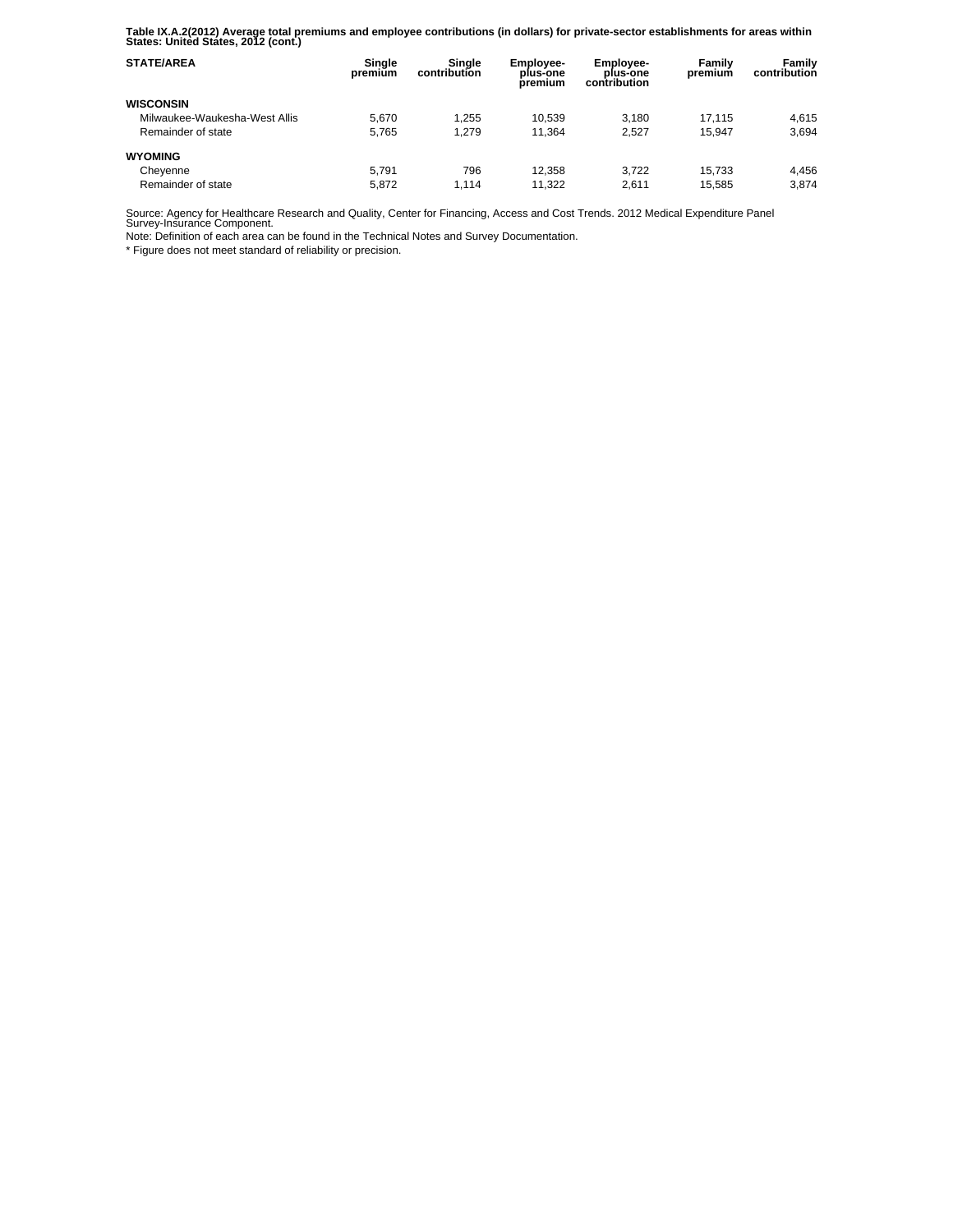**Table IX.A.2(2012) Average total premiums and employee contributions (in dollars) for private-sector establishments for areas within States: United States, 2012 (cont.)**

| STATE/AREA | Single premium | Single contribution | Employee-plus-one premium | Employee-plus-one contribution | Family premium | Family contribution |
|---|---|---|---|---|---|---|
| **WISCONSIN** | | | | | | |
| Milwaukee-Waukesha-West Allis | 5,670 | 1,255 | 10,539 | 3,180 | 17,115 | 4,615 |
| Remainder of state | 5,765 | 1,279 | 11,364 | 2,527 | 15,947 | 3,694 |
| **WYOMING** | | | | | | |
| Cheyenne | 5,791 | 796 | 12,358 | 3,722 | 15,733 | 4,456 |
| Remainder of state | 5,872 | 1,114 | 11,322 | 2,611 | 15,585 | 3,874 |

Source: Agency for Healthcare Research and Quality, Center for Financing, Access and Cost Trends. 2012 Medical Expenditure Panel Survey-Insurance Component.

Note: Definition of each area can be found in the Technical Notes and Survey Documentation.

* Figure does not meet standard of reliability or precision.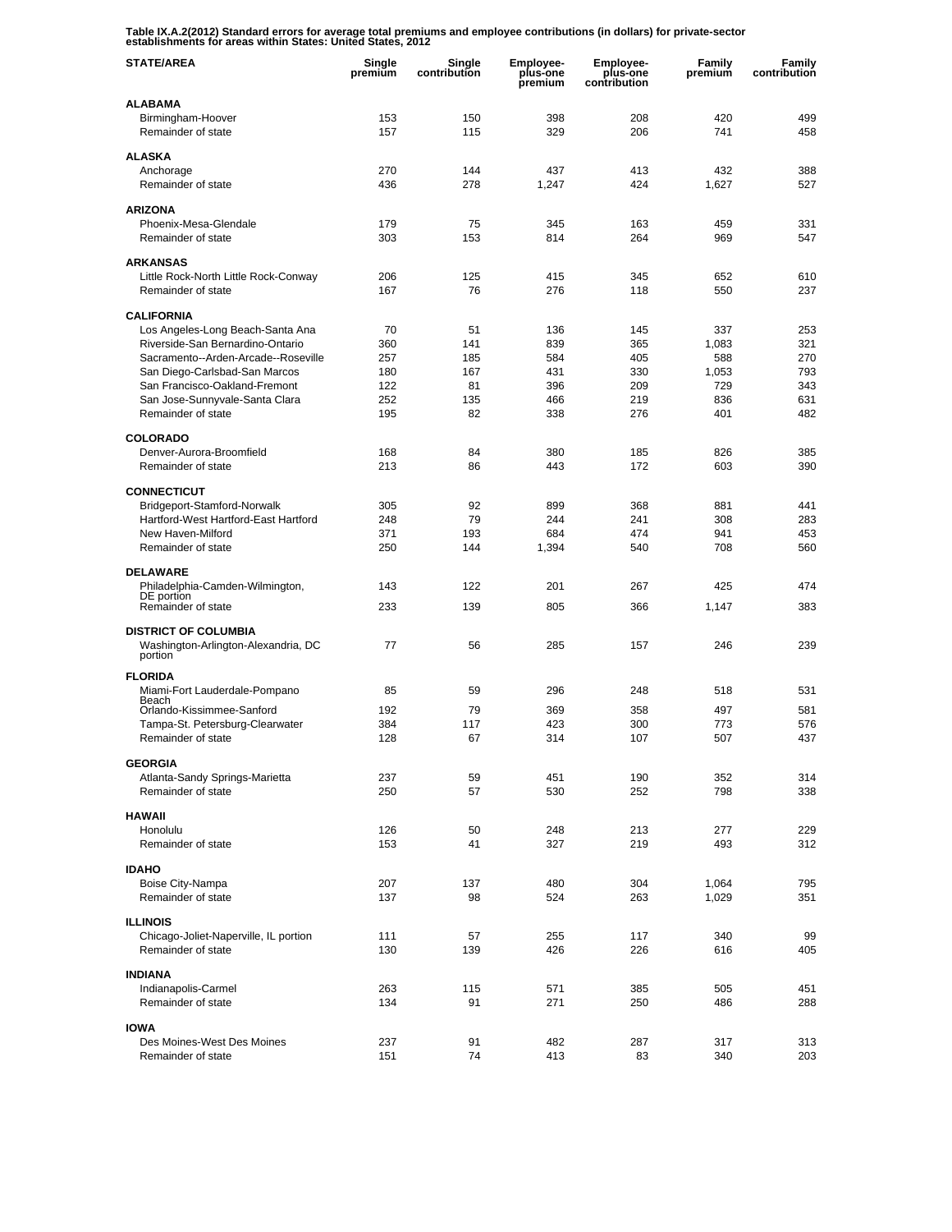**Table IX.A.2(2012) Standard errors for average total premiums and employee contributions (in dollars) for private-sector establishments for areas within States: United States, 2012**

| STATE/AREA | Single premium | Single contribution | Employee-plus-one premium | Employee-plus-one contribution | Family premium | Family contribution |
|---|---|---|---|---|---|---|
| **ALABAMA** | | | | | | |
| Birmingham-Hoover | 153 | 150 | 398 | 208 | 420 | 499 |
| Remainder of state | 157 | 115 | 329 | 206 | 741 | 458 |
| **ALASKA** | | | | | | |
| Anchorage | 270 | 144 | 437 | 413 | 432 | 388 |
| Remainder of state | 436 | 278 | 1,247 | 424 | 1,627 | 527 |
| **ARIZONA** | | | | | | |
| Phoenix-Mesa-Glendale | 179 | 75 | 345 | 163 | 459 | 331 |
| Remainder of state | 303 | 153 | 814 | 264 | 969 | 547 |
| **ARKANSAS** | | | | | | |
| Little Rock-North Little Rock-Conway | 206 | 125 | 415 | 345 | 652 | 610 |
| Remainder of state | 167 | 76 | 276 | 118 | 550 | 237 |
| **CALIFORNIA** | | | | | | |
| Los Angeles-Long Beach-Santa Ana | 70 | 51 | 136 | 145 | 337 | 253 |
| Riverside-San Bernardino-Ontario | 360 | 141 | 839 | 365 | 1,083 | 321 |
| Sacramento--Arden-Arcade--Roseville | 257 | 185 | 584 | 405 | 588 | 270 |
| San Diego-Carlsbad-San Marcos | 180 | 167 | 431 | 330 | 1,053 | 793 |
| San Francisco-Oakland-Fremont | 122 | 81 | 396 | 209 | 729 | 343 |
| San Jose-Sunnyvale-Santa Clara | 252 | 135 | 466 | 219 | 836 | 631 |
| Remainder of state | 195 | 82 | 338 | 276 | 401 | 482 |
| **COLORADO** | | | | | | |
| Denver-Aurora-Broomfield | 168 | 84 | 380 | 185 | 826 | 385 |
| Remainder of state | 213 | 86 | 443 | 172 | 603 | 390 |
| **CONNECTICUT** | | | | | | |
| Bridgeport-Stamford-Norwalk | 305 | 92 | 899 | 368 | 881 | 441 |
| Hartford-West Hartford-East Hartford | 248 | 79 | 244 | 241 | 308 | 283 |
| New Haven-Milford | 371 | 193 | 684 | 474 | 941 | 453 |
| Remainder of state | 250 | 144 | 1,394 | 540 | 708 | 560 |
| **DELAWARE** | | | | | | |
| Philadelphia-Camden-Wilmington, DE portion | 143 | 122 | 201 | 267 | 425 | 474 |
| Remainder of state | 233 | 139 | 805 | 366 | 1,147 | 383 |
| **DISTRICT OF COLUMBIA** | | | | | | |
| Washington-Arlington-Alexandria, DC portion | 77 | 56 | 285 | 157 | 246 | 239 |
| **FLORIDA** | | | | | | |
| Miami-Fort Lauderdale-Pompano Beach | 85 | 59 | 296 | 248 | 518 | 531 |
| Orlando-Kissimmee-Sanford | 192 | 79 | 369 | 358 | 497 | 581 |
| Tampa-St. Petersburg-Clearwater | 384 | 117 | 423 | 300 | 773 | 576 |
| Remainder of state | 128 | 67 | 314 | 107 | 507 | 437 |
| **GEORGIA** | | | | | | |
| Atlanta-Sandy Springs-Marietta | 237 | 59 | 451 | 190 | 352 | 314 |
| Remainder of state | 250 | 57 | 530 | 252 | 798 | 338 |
| **HAWAII** | | | | | | |
| Honolulu | 126 | 50 | 248 | 213 | 277 | 229 |
| Remainder of state | 153 | 41 | 327 | 219 | 493 | 312 |
| **IDAHO** | | | | | | |
| Boise City-Nampa | 207 | 137 | 480 | 304 | 1,064 | 795 |
| Remainder of state | 137 | 98 | 524 | 263 | 1,029 | 351 |
| **ILLINOIS** | | | | | | |
| Chicago-Joliet-Naperville, IL portion | 111 | 57 | 255 | 117 | 340 | 99 |
| Remainder of state | 130 | 139 | 426 | 226 | 616 | 405 |
| **INDIANA** | | | | | | |
| Indianapolis-Carmel | 263 | 115 | 571 | 385 | 505 | 451 |
| Remainder of state | 134 | 91 | 271 | 250 | 486 | 288 |
| **IOWA** | | | | | | |
| Des Moines-West Des Moines | 237 | 91 | 482 | 287 | 317 | 313 |
| Remainder of state | 151 | 74 | 413 | 83 | 340 | 203 |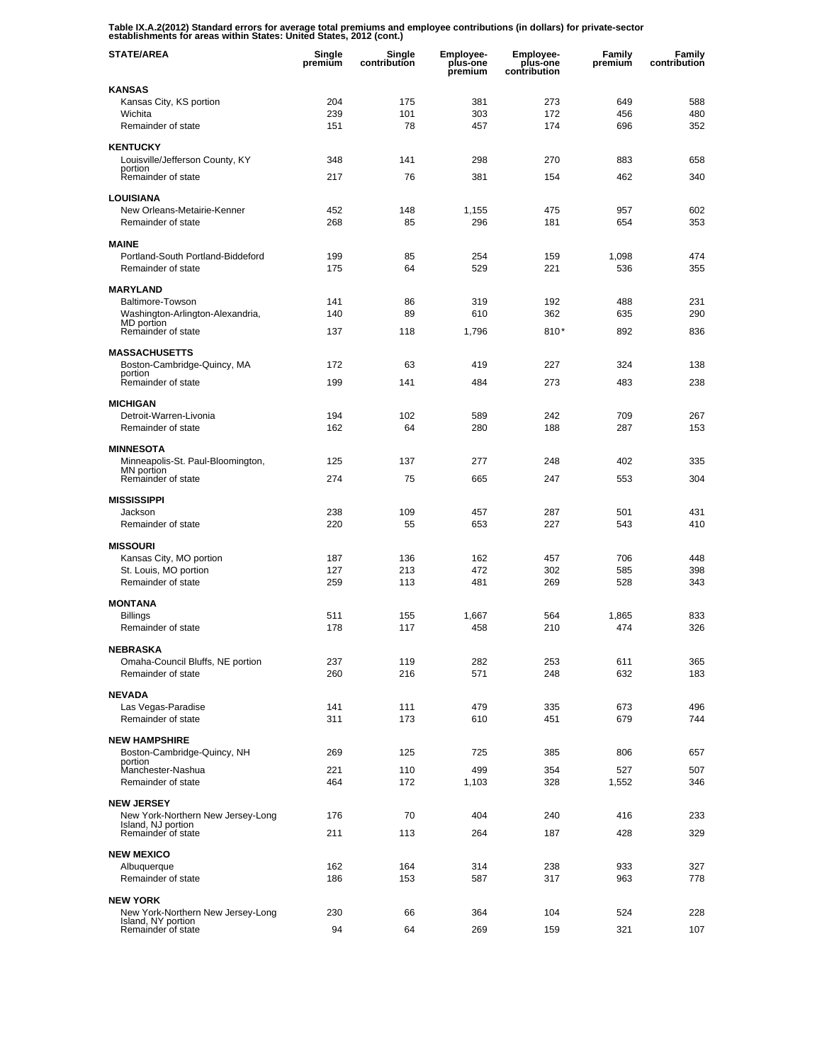**Table IX.A.2(2012) Standard errors for average total premiums and employee contributions (in dollars) for private-sector establishments for areas within States: United States, 2012 (cont.)**

| STATE/AREA | Single premium | Single contribution | Employee-plus-one premium | Employee-plus-one contribution | Family premium | Family contribution |
|---|---|---|---|---|---|---|
| **KANSAS** | | | | | | |
| Kansas City, KS portion | 204 | 175 | 381 | 273 | 649 | 588 |
| Wichita | 239 | 101 | 303 | 172 | 456 | 480 |
| Remainder of state | 151 | 78 | 457 | 174 | 696 | 352 |
| **KENTUCKY** | | | | | | |
| Louisville/Jefferson County, KY portion | 348 | 141 | 298 | 270 | 883 | 658 |
| Remainder of state | 217 | 76 | 381 | 154 | 462 | 340 |
| **LOUISIANA** | | | | | | |
| New Orleans-Metairie-Kenner | 452 | 148 | 1,155 | 475 | 957 | 602 |
| Remainder of state | 268 | 85 | 296 | 181 | 654 | 353 |
| **MAINE** | | | | | | |
| Portland-South Portland-Biddeford | 199 | 85 | 254 | 159 | 1,098 | 474 |
| Remainder of state | 175 | 64 | 529 | 221 | 536 | 355 |
| **MARYLAND** | | | | | | |
| Baltimore-Towson | 141 | 86 | 319 | 192 | 488 | 231 |
| Washington-Arlington-Alexandria, MD portion | 140 | 89 | 610 | 362 | 635 | 290 |
| Remainder of state | 137 | 118 | 1,796 | 810* | 892 | 836 |
| **MASSACHUSETTS** | | | | | | |
| Boston-Cambridge-Quincy, MA portion | 172 | 63 | 419 | 227 | 324 | 138 |
| Remainder of state | 199 | 141 | 484 | 273 | 483 | 238 |
| **MICHIGAN** | | | | | | |
| Detroit-Warren-Livonia | 194 | 102 | 589 | 242 | 709 | 267 |
| Remainder of state | 162 | 64 | 280 | 188 | 287 | 153 |
| **MINNESOTA** | | | | | | |
| Minneapolis-St. Paul-Bloomington, MN portion | 125 | 137 | 277 | 248 | 402 | 335 |
| Remainder of state | 274 | 75 | 665 | 247 | 553 | 304 |
| **MISSISSIPPI** | | | | | | |
| Jackson | 238 | 109 | 457 | 287 | 501 | 431 |
| Remainder of state | 220 | 55 | 653 | 227 | 543 | 410 |
| **MISSOURI** | | | | | | |
| Kansas City, MO portion | 187 | 136 | 162 | 457 | 706 | 448 |
| St. Louis, MO portion | 127 | 213 | 472 | 302 | 585 | 398 |
| Remainder of state | 259 | 113 | 481 | 269 | 528 | 343 |
| **MONTANA** | | | | | | |
| Billings | 511 | 155 | 1,667 | 564 | 1,865 | 833 |
| Remainder of state | 178 | 117 | 458 | 210 | 474 | 326 |
| **NEBRASKA** | | | | | | |
| Omaha-Council Bluffs, NE portion | 237 | 119 | 282 | 253 | 611 | 365 |
| Remainder of state | 260 | 216 | 571 | 248 | 632 | 183 |
| **NEVADA** | | | | | | |
| Las Vegas-Paradise | 141 | 111 | 479 | 335 | 673 | 496 |
| Remainder of state | 311 | 173 | 610 | 451 | 679 | 744 |
| **NEW HAMPSHIRE** | | | | | | |
| Boston-Cambridge-Quincy, NH portion | 269 | 125 | 725 | 385 | 806 | 657 |
| Manchester-Nashua | 221 | 110 | 499 | 354 | 527 | 507 |
| Remainder of state | 464 | 172 | 1,103 | 328 | 1,552 | 346 |
| **NEW JERSEY** | | | | | | |
| New York-Northern New Jersey-Long Island, NJ portion | 176 | 70 | 404 | 240 | 416 | 233 |
| Remainder of state | 211 | 113 | 264 | 187 | 428 | 329 |
| **NEW MEXICO** | | | | | | |
| Albuquerque | 162 | 164 | 314 | 238 | 933 | 327 |
| Remainder of state | 186 | 153 | 587 | 317 | 963 | 778 |
| **NEW YORK** | | | | | | |
| New York-Northern New Jersey-Long Island, NY portion | 230 | 66 | 364 | 104 | 524 | 228 |
| Remainder of state | 94 | 64 | 269 | 159 | 321 | 107 |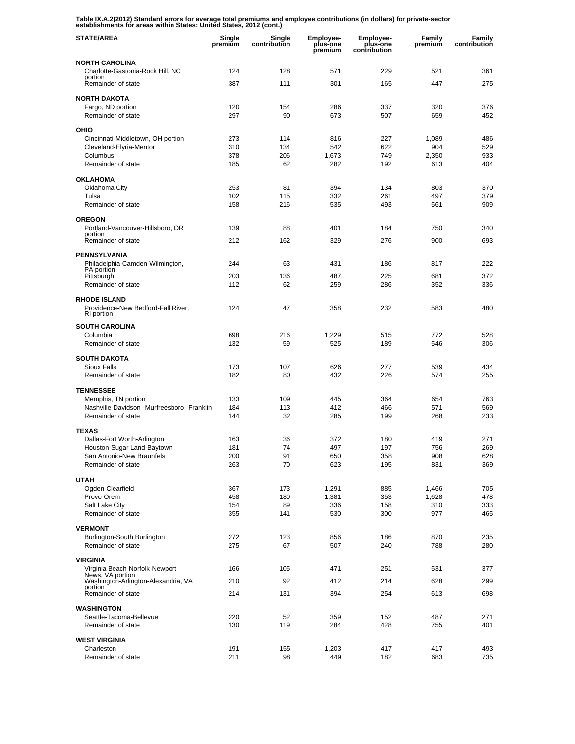**Table IX.A.2(2012) Standard errors for average total premiums and employee contributions (in dollars) for private-sector establishments for areas within States: United States, 2012 (cont.)**

| STATE/AREA | Single premium | Single contribution | Employee-plus-one premium | Employee-plus-one contribution | Family premium | Family contribution |
|---|---|---|---|---|---|---|
| **NORTH CAROLINA** | | | | | | |
| Charlotte-Gastonia-Rock Hill, NC portion | 124 | 128 | 571 | 229 | 521 | 361 |
| Remainder of state | 387 | 111 | 301 | 165 | 447 | 275 |
| **NORTH DAKOTA** | | | | | | |
| Fargo, ND portion | 120 | 154 | 286 | 337 | 320 | 376 |
| Remainder of state | 297 | 90 | 673 | 507 | 659 | 452 |
| **OHIO** | | | | | | |
| Cincinnati-Middletown, OH portion | 273 | 114 | 816 | 227 | 1,089 | 486 |
| Cleveland-Elyria-Mentor | 310 | 134 | 542 | 622 | 904 | 529 |
| Columbus | 378 | 206 | 1,673 | 749 | 2,350 | 933 |
| Remainder of state | 185 | 62 | 282 | 192 | 613 | 404 |
| **OKLAHOMA** | | | | | | |
| Oklahoma City | 253 | 81 | 394 | 134 | 803 | 370 |
| Tulsa | 102 | 115 | 332 | 261 | 497 | 379 |
| Remainder of state | 158 | 216 | 535 | 493 | 561 | 909 |
| **OREGON** | | | | | | |
| Portland-Vancouver-Hillsboro, OR portion | 139 | 88 | 401 | 184 | 750 | 340 |
| Remainder of state | 212 | 162 | 329 | 276 | 900 | 693 |
| **PENNSYLVANIA** | | | | | | |
| Philadelphia-Camden-Wilmington, PA portion | 244 | 63 | 431 | 186 | 817 | 222 |
| Pittsburgh | 203 | 136 | 487 | 225 | 681 | 372 |
| Remainder of state | 112 | 62 | 259 | 286 | 352 | 336 |
| **RHODE ISLAND** | | | | | | |
| Providence-New Bedford-Fall River, RI portion | 124 | 47 | 358 | 232 | 583 | 480 |
| **SOUTH CAROLINA** | | | | | | |
| Columbia | 698 | 216 | 1,229 | 515 | 772 | 528 |
| Remainder of state | 132 | 59 | 525 | 189 | 546 | 306 |
| **SOUTH DAKOTA** | | | | | | |
| Sioux Falls | 173 | 107 | 626 | 277 | 539 | 434 |
| Remainder of state | 182 | 80 | 432 | 226 | 574 | 255 |
| **TENNESSEE** | | | | | | |
| Memphis, TN portion | 133 | 109 | 445 | 364 | 654 | 763 |
| Nashville-Davidson--Murfreesboro--Franklin | 184 | 113 | 412 | 466 | 571 | 569 |
| Remainder of state | 144 | 32 | 285 | 199 | 268 | 233 |
| **TEXAS** | | | | | | |
| Dallas-Fort Worth-Arlington | 163 | 36 | 372 | 180 | 419 | 271 |
| Houston-Sugar Land-Baytown | 181 | 74 | 497 | 197 | 756 | 269 |
| San Antonio-New Braunfels | 200 | 91 | 650 | 358 | 908 | 628 |
| Remainder of state | 263 | 70 | 623 | 195 | 831 | 369 |
| **UTAH** | | | | | | |
| Ogden-Clearfield | 367 | 173 | 1,291 | 885 | 1,466 | 705 |
| Provo-Orem | 458 | 180 | 1,381 | 353 | 1,628 | 478 |
| Salt Lake City | 154 | 89 | 336 | 158 | 310 | 333 |
| Remainder of state | 355 | 141 | 530 | 300 | 977 | 465 |
| **VERMONT** | | | | | | |
| Burlington-South Burlington | 272 | 123 | 856 | 186 | 870 | 235 |
| Remainder of state | 275 | 67 | 507 | 240 | 788 | 280 |
| **VIRGINIA** | | | | | | |
| Virginia Beach-Norfolk-Newport News, VA portion | 166 | 105 | 471 | 251 | 531 | 377 |
| Washington-Arlington-Alexandria, VA portion | 210 | 92 | 412 | 214 | 628 | 299 |
| Remainder of state | 214 | 131 | 394 | 254 | 613 | 698 |
| **WASHINGTON** | | | | | | |
| Seattle-Tacoma-Bellevue | 220 | 52 | 359 | 152 | 487 | 271 |
| Remainder of state | 130 | 119 | 284 | 428 | 755 | 401 |
| **WEST VIRGINIA** | | | | | | |
| Charleston | 191 | 155 | 1,203 | 417 | 417 | 493 |
| Remainder of state | 211 | 98 | 449 | 182 | 683 | 735 |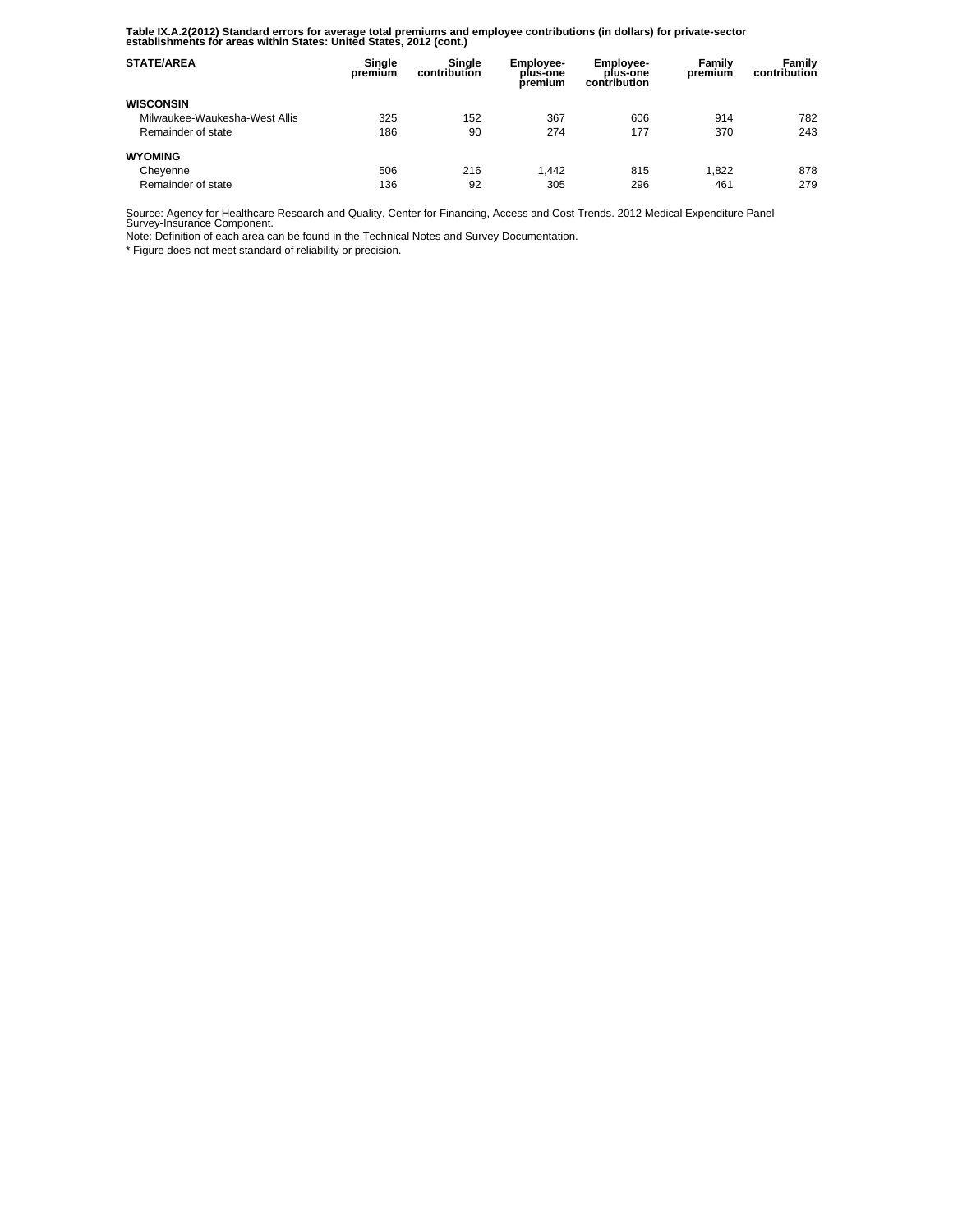**Table IX.A.2(2012) Standard errors for average total premiums and employee contributions (in dollars) for private-sector establishments for areas within States: United States, 2012 (cont.)**

| STATE/AREA | Single premium | Single contribution | Employee-plus-one premium | Employee-plus-one contribution | Family premium | Family contribution |
|---|---|---|---|---|---|---|
| **WISCONSIN** | | | | | | |
| Milwaukee-Waukesha-West Allis | 325 | 152 | 367 | 606 | 914 | 782 |
| Remainder of state | 186 | 90 | 274 | 177 | 370 | 243 |
| **WYOMING** | | | | | | |
| Cheyenne | 506 | 216 | 1,442 | 815 | 1,822 | 878 |
| Remainder of state | 136 | 92 | 305 | 296 | 461 | 279 |

Source: Agency for Healthcare Research and Quality, Center for Financing, Access and Cost Trends. 2012 Medical Expenditure Panel Survey-Insurance Component.

Note: Definition of each area can be found in the Technical Notes and Survey Documentation.

* Figure does not meet standard of reliability or precision.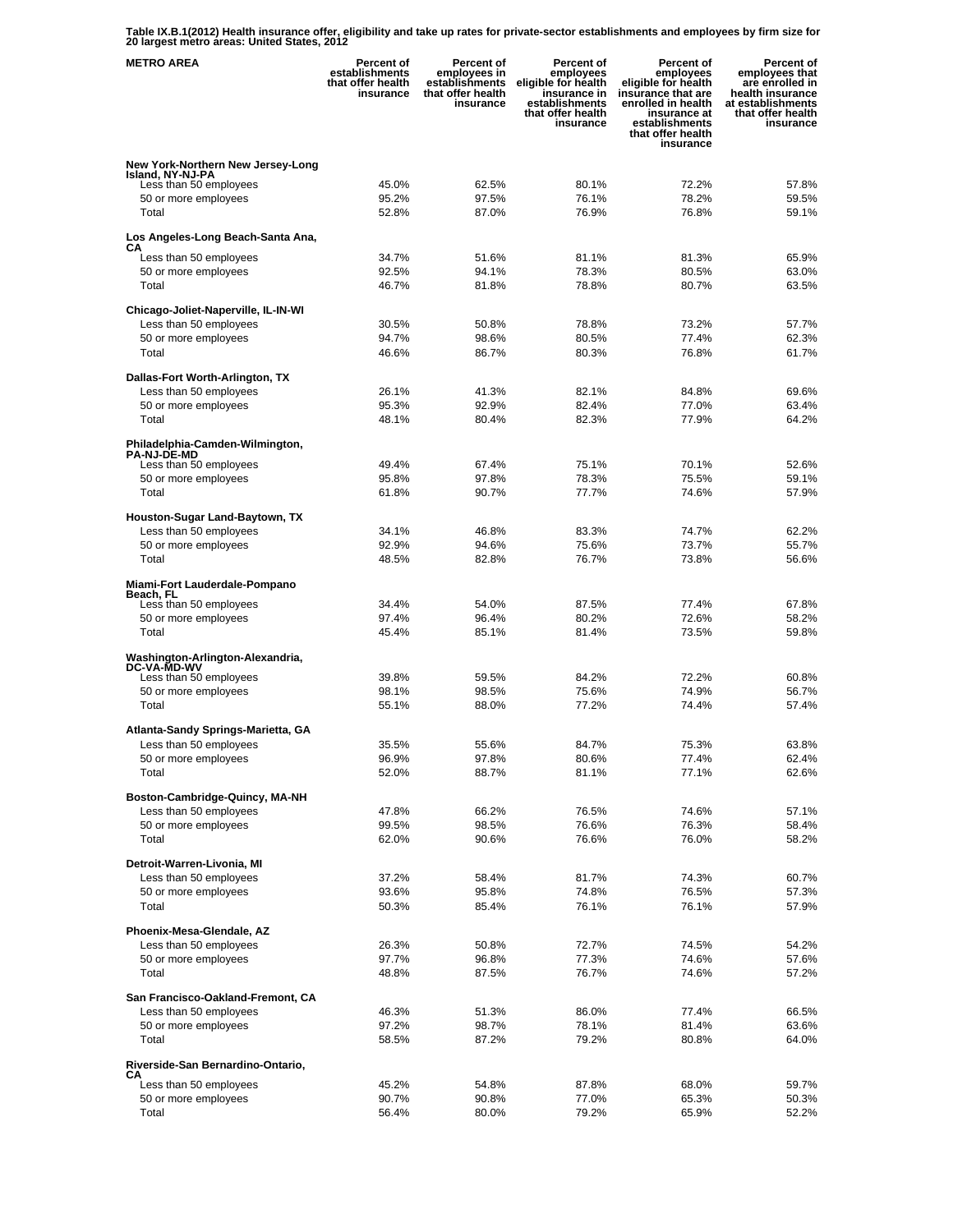**Table IX.B.1(2012) Health insurance offer, eligibility and take up rates for private-sector establishments and employees by firm size for 20 largest metro areas: United States, 2012**

| METRO AREA | Percent of establishments that offer health insurance | Percent of employees in establishments that offer health insurance | Percent of employees eligible for health insurance in establishments that offer health insurance | Percent of employees eligible for health insurance that are enrolled in health insurance at establishments that offer health insurance | Percent of employees that are enrolled in health insurance at establishments that offer health insurance |
|---|---|---|---|---|---|
| **New York-Northern New Jersey-Long Island, NY-NJ-PA** | | | | | |
| Less than 50 employees | 45.0% | 62.5% | 80.1% | 72.2% | 57.8% |
| 50 or more employees | 95.2% | 97.5% | 76.1% | 78.2% | 59.5% |
| Total | 52.8% | 87.0% | 76.9% | 76.8% | 59.1% |
| **Los Angeles-Long Beach-Santa Ana, CA** | | | | | |
| Less than 50 employees | 34.7% | 51.6% | 81.1% | 81.3% | 65.9% |
| 50 or more employees | 92.5% | 94.1% | 78.3% | 80.5% | 63.0% |
| Total | 46.7% | 81.8% | 78.8% | 80.7% | 63.5% |
| **Chicago-Joliet-Naperville, IL-IN-WI** | | | | | |
| Less than 50 employees | 30.5% | 50.8% | 78.8% | 73.2% | 57.7% |
| 50 or more employees | 94.7% | 98.6% | 80.5% | 77.4% | 62.3% |
| Total | 46.6% | 86.7% | 80.3% | 76.8% | 61.7% |
| **Dallas-Fort Worth-Arlington, TX** | | | | | |
| Less than 50 employees | 26.1% | 41.3% | 82.1% | 84.8% | 69.6% |
| 50 or more employees | 95.3% | 92.9% | 82.4% | 77.0% | 63.4% |
| Total | 48.1% | 80.4% | 82.3% | 77.9% | 64.2% |
| **Philadelphia-Camden-Wilmington, PA-NJ-DE-MD** | | | | | |
| Less than 50 employees | 49.4% | 67.4% | 75.1% | 70.1% | 52.6% |
| 50 or more employees | 95.8% | 97.8% | 78.3% | 75.5% | 59.1% |
| Total | 61.8% | 90.7% | 77.7% | 74.6% | 57.9% |
| **Houston-Sugar Land-Baytown, TX** | | | | | |
| Less than 50 employees | 34.1% | 46.8% | 83.3% | 74.7% | 62.2% |
| 50 or more employees | 92.9% | 94.6% | 75.6% | 73.7% | 55.7% |
| Total | 48.5% | 82.8% | 76.7% | 73.8% | 56.6% |
| **Miami-Fort Lauderdale-Pompano Beach, FL** | | | | | |
| Less than 50 employees | 34.4% | 54.0% | 87.5% | 77.4% | 67.8% |
| 50 or more employees | 97.4% | 96.4% | 80.2% | 72.6% | 58.2% |
| Total | 45.4% | 85.1% | 81.4% | 73.5% | 59.8% |
| **Washington-Arlington-Alexandria, DC-VA-MD-WV** | | | | | |
| Less than 50 employees | 39.8% | 59.5% | 84.2% | 72.2% | 60.8% |
| 50 or more employees | 98.1% | 98.5% | 75.6% | 74.9% | 56.7% |
| Total | 55.1% | 88.0% | 77.2% | 74.4% | 57.4% |
| **Atlanta-Sandy Springs-Marietta, GA** | | | | | |
| Less than 50 employees | 35.5% | 55.6% | 84.7% | 75.3% | 63.8% |
| 50 or more employees | 96.9% | 97.8% | 80.6% | 77.4% | 62.4% |
| Total | 52.0% | 88.7% | 81.1% | 77.1% | 62.6% |
| **Boston-Cambridge-Quincy, MA-NH** | | | | | |
| Less than 50 employees | 47.8% | 66.2% | 76.5% | 74.6% | 57.1% |
| 50 or more employees | 99.5% | 98.5% | 76.6% | 76.3% | 58.4% |
| Total | 62.0% | 90.6% | 76.6% | 76.0% | 58.2% |
| **Detroit-Warren-Livonia, MI** | | | | | |
| Less than 50 employees | 37.2% | 58.4% | 81.7% | 74.3% | 60.7% |
| 50 or more employees | 93.6% | 95.8% | 74.8% | 76.5% | 57.3% |
| Total | 50.3% | 85.4% | 76.1% | 76.1% | 57.9% |
| **Phoenix-Mesa-Glendale, AZ** | | | | | |
| Less than 50 employees | 26.3% | 50.8% | 72.7% | 74.5% | 54.2% |
| 50 or more employees | 97.7% | 96.8% | 77.3% | 74.6% | 57.6% |
| Total | 48.8% | 87.5% | 76.7% | 74.6% | 57.2% |
| **San Francisco-Oakland-Fremont, CA** | | | | | |
| Less than 50 employees | 46.3% | 51.3% | 86.0% | 77.4% | 66.5% |
| 50 or more employees | 97.2% | 98.7% | 78.1% | 81.4% | 63.6% |
| Total | 58.5% | 87.2% | 79.2% | 80.8% | 64.0% |
| **Riverside-San Bernardino-Ontario, CA** | | | | | |
| Less than 50 employees | 45.2% | 54.8% | 87.8% | 68.0% | 59.7% |
| 50 or more employees | 90.7% | 90.8% | 77.0% | 65.3% | 50.3% |
| Total | 56.4% | 80.0% | 79.2% | 65.9% | 52.2% |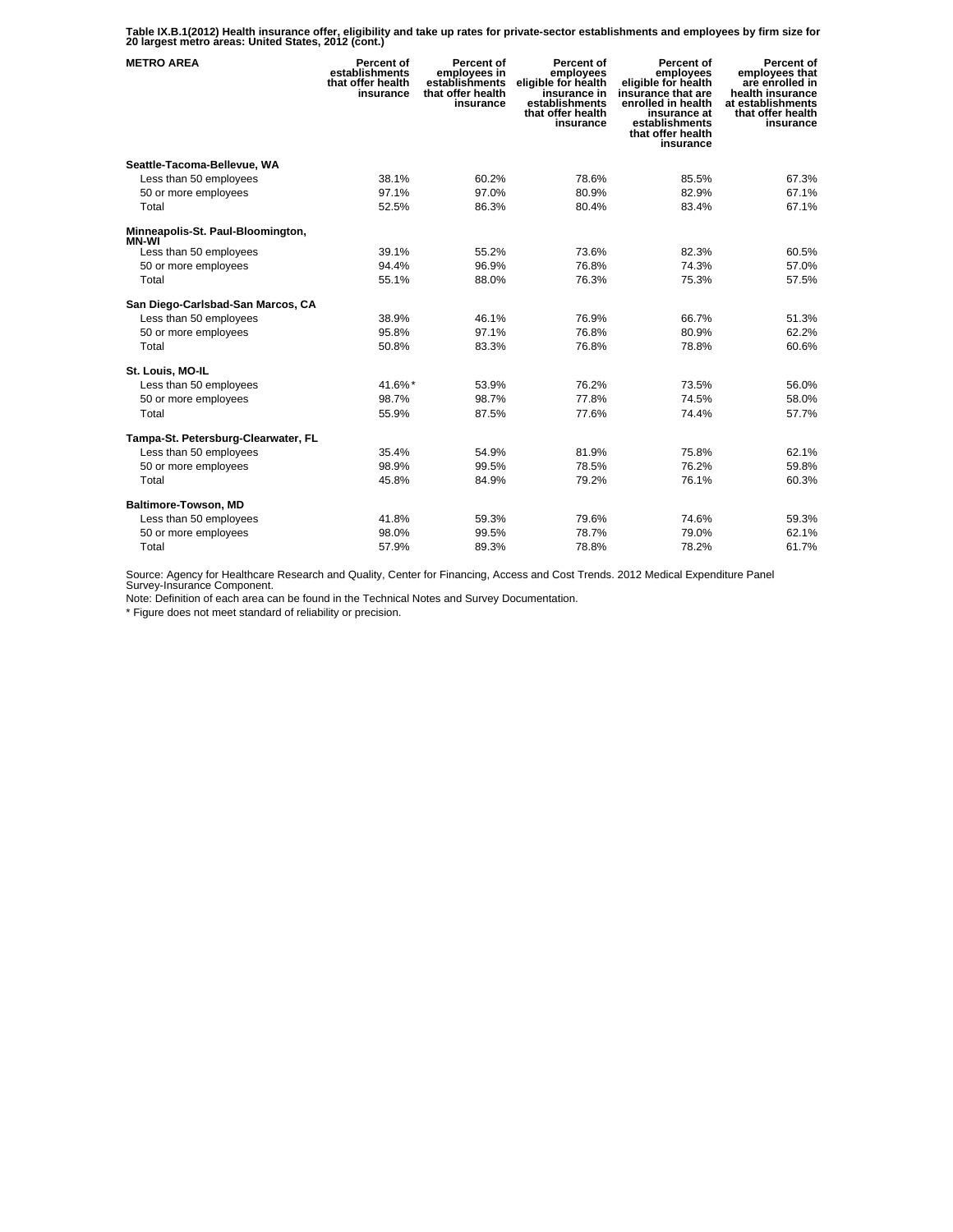**Table IX.B.1(2012) Health insurance offer, eligibility and take up rates for private-sector establishments and employees by firm size for 20 largest metro areas: United States, 2012 (cont.)**

| METRO AREA | Percent of establishments that offer health insurance | Percent of employees in establishments that offer health insurance | Percent of employees eligible for health insurance in establishments that offer health insurance | Percent of employees eligible for health insurance that are enrolled in health insurance at establishments that offer health insurance | Percent of employees that are enrolled in health insurance at establishments that offer health insurance |
|---|---|---|---|---|---|
| **Seattle-Tacoma-Bellevue, WA** | | | | | |
| Less than 50 employees | 38.1% | 60.2% | 78.6% | 85.5% | 67.3% |
| 50 or more employees | 97.1% | 97.0% | 80.9% | 82.9% | 67.1% |
| Total | 52.5% | 86.3% | 80.4% | 83.4% | 67.1% |
| **Minneapolis-St. Paul-Bloomington, MN-WI** | | | | | |
| Less than 50 employees | 39.1% | 55.2% | 73.6% | 82.3% | 60.5% |
| 50 or more employees | 94.4% | 96.9% | 76.8% | 74.3% | 57.0% |
| Total | 55.1% | 88.0% | 76.3% | 75.3% | 57.5% |
| **San Diego-Carlsbad-San Marcos, CA** | | | | | |
| Less than 50 employees | 38.9% | 46.1% | 76.9% | 66.7% | 51.3% |
| 50 or more employees | 95.8% | 97.1% | 76.8% | 80.9% | 62.2% |
| Total | 50.8% | 83.3% | 76.8% | 78.8% | 60.6% |
| **St. Louis, MO-IL** | | | | | |
| Less than 50 employees | 41.6%* | 53.9% | 76.2% | 73.5% | 56.0% |
| 50 or more employees | 98.7% | 98.7% | 77.8% | 74.5% | 58.0% |
| Total | 55.9% | 87.5% | 77.6% | 74.4% | 57.7% |
| **Tampa-St. Petersburg-Clearwater, FL** | | | | | |
| Less than 50 employees | 35.4% | 54.9% | 81.9% | 75.8% | 62.1% |
| 50 or more employees | 98.9% | 99.5% | 78.5% | 76.2% | 59.8% |
| Total | 45.8% | 84.9% | 79.2% | 76.1% | 60.3% |
| **Baltimore-Towson, MD** | | | | | |
| Less than 50 employees | 41.8% | 59.3% | 79.6% | 74.6% | 59.3% |
| 50 or more employees | 98.0% | 99.5% | 78.7% | 79.0% | 62.1% |
| Total | 57.9% | 89.3% | 78.8% | 78.2% | 61.7% |

Source: Agency for Healthcare Research and Quality, Center for Financing, Access and Cost Trends. 2012 Medical Expenditure Panel Survey-Insurance Component.

Note: Definition of each area can be found in the Technical Notes and Survey Documentation.

* Figure does not meet standard of reliability or precision.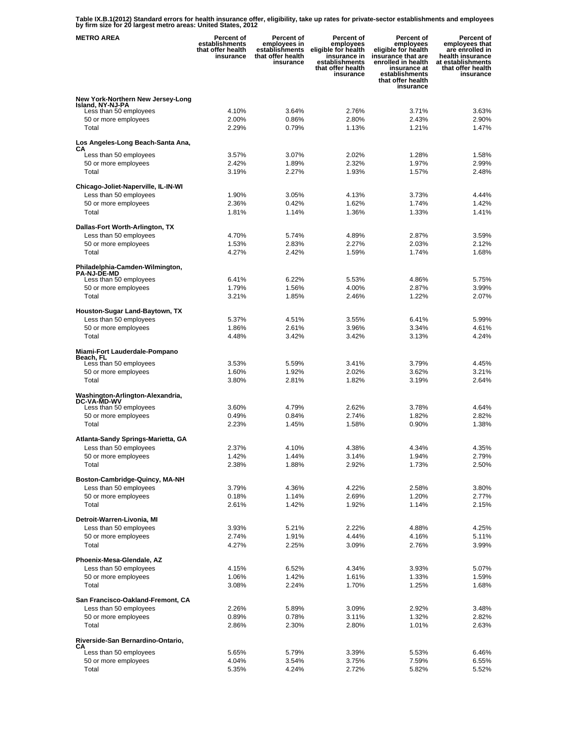**Table IX.B.1(2012) Standard errors for health insurance offer, eligibility, take up rates for private-sector establishments and employees by firm size for 20 largest metro areas: United States, 2012**

| METRO AREA | Percent of establishments that offer health insurance | Percent of employees in establishments that offer health insurance | Percent of employees eligible for health insurance in establishments that offer health insurance | Percent of employees eligible for health insurance that are enrolled in health insurance at establishments that offer health insurance | Percent of employees that are enrolled in health insurance at establishments that offer health insurance |
|---|---|---|---|---|---|
| **New York-Northern New Jersey-Long Island, NY-NJ-PA** | | | | | |
| Less than 50 employees | 4.10% | 3.64% | 2.76% | 3.71% | 3.63% |
| 50 or more employees | 2.00% | 0.86% | 2.80% | 2.43% | 2.90% |
| Total | 2.29% | 0.79% | 1.13% | 1.21% | 1.47% |
| **Los Angeles-Long Beach-Santa Ana, CA** | | | | | |
| Less than 50 employees | 3.57% | 3.07% | 2.02% | 1.28% | 1.58% |
| 50 or more employees | 2.42% | 1.89% | 2.32% | 1.97% | 2.99% |
| Total | 3.19% | 2.27% | 1.93% | 1.57% | 2.48% |
| **Chicago-Joliet-Naperville, IL-IN-WI** | | | | | |
| Less than 50 employees | 1.90% | 3.05% | 4.13% | 3.73% | 4.44% |
| 50 or more employees | 2.36% | 0.42% | 1.62% | 1.74% | 1.42% |
| Total | 1.81% | 1.14% | 1.36% | 1.33% | 1.41% |
| **Dallas-Fort Worth-Arlington, TX** | | | | | |
| Less than 50 employees | 4.70% | 5.74% | 4.89% | 2.87% | 3.59% |
| 50 or more employees | 1.53% | 2.83% | 2.27% | 2.03% | 2.12% |
| Total | 4.27% | 2.42% | 1.59% | 1.74% | 1.68% |
| **Philadelphia-Camden-Wilmington, PA-NJ-DE-MD** | | | | | |
| Less than 50 employees | 6.41% | 6.22% | 5.53% | 4.86% | 5.75% |
| 50 or more employees | 1.79% | 1.56% | 4.00% | 2.87% | 3.99% |
| Total | 3.21% | 1.85% | 2.46% | 1.22% | 2.07% |
| **Houston-Sugar Land-Baytown, TX** | | | | | |
| Less than 50 employees | 5.37% | 4.51% | 3.55% | 6.41% | 5.99% |
| 50 or more employees | 1.86% | 2.61% | 3.96% | 3.34% | 4.61% |
| Total | 4.48% | 3.42% | 3.42% | 3.13% | 4.24% |
| **Miami-Fort Lauderdale-Pompano Beach, FL** | | | | | |
| Less than 50 employees | 3.53% | 5.59% | 3.41% | 3.79% | 4.45% |
| 50 or more employees | 1.60% | 1.92% | 2.02% | 3.62% | 3.21% |
| Total | 3.80% | 2.81% | 1.82% | 3.19% | 2.64% |
| **Washington-Arlington-Alexandria, DC-VA-MD-WV** | | | | | |
| Less than 50 employees | 3.60% | 4.79% | 2.62% | 3.78% | 4.64% |
| 50 or more employees | 0.49% | 0.84% | 2.74% | 1.82% | 2.82% |
| Total | 2.23% | 1.45% | 1.58% | 0.90% | 1.38% |
| **Atlanta-Sandy Springs-Marietta, GA** | | | | | |
| Less than 50 employees | 2.37% | 4.10% | 4.38% | 4.34% | 4.35% |
| 50 or more employees | 1.42% | 1.44% | 3.14% | 1.94% | 2.79% |
| Total | 2.38% | 1.88% | 2.92% | 1.73% | 2.50% |
| **Boston-Cambridge-Quincy, MA-NH** | | | | | |
| Less than 50 employees | 3.79% | 4.36% | 4.22% | 2.58% | 3.80% |
| 50 or more employees | 0.18% | 1.14% | 2.69% | 1.20% | 2.77% |
| Total | 2.61% | 1.42% | 1.92% | 1.14% | 2.15% |
| **Detroit-Warren-Livonia, MI** | | | | | |
| Less than 50 employees | 3.93% | 5.21% | 2.22% | 4.88% | 4.25% |
| 50 or more employees | 2.74% | 1.91% | 4.44% | 4.16% | 5.11% |
| Total | 4.27% | 2.25% | 3.09% | 2.76% | 3.99% |
| **Phoenix-Mesa-Glendale, AZ** | | | | | |
| Less than 50 employees | 4.15% | 6.52% | 4.34% | 3.93% | 5.07% |
| 50 or more employees | 1.06% | 1.42% | 1.61% | 1.33% | 1.59% |
| Total | 3.08% | 2.24% | 1.70% | 1.25% | 1.68% |
| **San Francisco-Oakland-Fremont, CA** | | | | | |
| Less than 50 employees | 2.26% | 5.89% | 3.09% | 2.92% | 3.48% |
| 50 or more employees | 0.89% | 0.78% | 3.11% | 1.32% | 2.82% |
| Total | 2.86% | 2.30% | 2.80% | 1.01% | 2.63% |
| **Riverside-San Bernardino-Ontario, CA** | | | | | |
| Less than 50 employees | 5.65% | 5.79% | 3.39% | 5.53% | 6.46% |
| 50 or more employees | 4.04% | 3.54% | 3.75% | 7.59% | 6.55% |
| Total | 5.35% | 4.24% | 2.72% | 5.82% | 5.52% |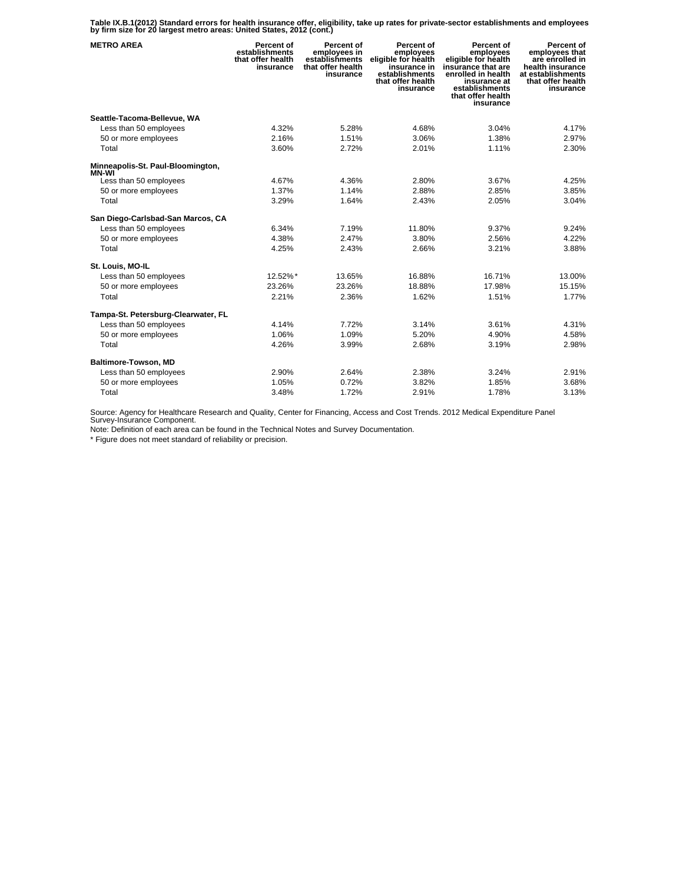**Table IX.B.1(2012) Standard errors for health insurance offer, eligibility, take up rates for private-sector establishments and employees by firm size for 20 largest metro areas: United States, 2012 (cont.)**

| METRO AREA | Percent of establishments that offer health insurance | Percent of employees in establishments that offer health insurance | Percent of employees eligible for health insurance in establishments that offer health insurance | Percent of employees eligible for health insurance that are enrolled in health insurance at establishments that offer health insurance | Percent of employees that are enrolled in health insurance at establishments that offer health insurance |
|---|---|---|---|---|---|
| **Seattle-Tacoma-Bellevue, WA** | | | | | |
| Less than 50 employees | 4.32% | 5.28% | 4.68% | 3.04% | 4.17% |
| 50 or more employees | 2.16% | 1.51% | 3.06% | 1.38% | 2.97% |
| Total | 3.60% | 2.72% | 2.01% | 1.11% | 2.30% |
| **Minneapolis-St. Paul-Bloomington, MN-WI** | | | | | |
| Less than 50 employees | 4.67% | 4.36% | 2.80% | 3.67% | 4.25% |
| 50 or more employees | 1.37% | 1.14% | 2.88% | 2.85% | 3.85% |
| Total | 3.29% | 1.64% | 2.43% | 2.05% | 3.04% |
| **San Diego-Carlsbad-San Marcos, CA** | | | | | |
| Less than 50 employees | 6.34% | 7.19% | 11.80% | 9.37% | 9.24% |
| 50 or more employees | 4.38% | 2.47% | 3.80% | 2.56% | 4.22% |
| Total | 4.25% | 2.43% | 2.66% | 3.21% | 3.88% |
| **St. Louis, MO-IL** | | | | | |
| Less than 50 employees | 12.52%* | 13.65% | 16.88% | 16.71% | 13.00% |
| 50 or more employees | 23.26% | 23.26% | 18.88% | 17.98% | 15.15% |
| Total | 2.21% | 2.36% | 1.62% | 1.51% | 1.77% |
| **Tampa-St. Petersburg-Clearwater, FL** | | | | | |
| Less than 50 employees | 4.14% | 7.72% | 3.14% | 3.61% | 4.31% |
| 50 or more employees | 1.06% | 1.09% | 5.20% | 4.90% | 4.58% |
| Total | 4.26% | 3.99% | 2.68% | 3.19% | 2.98% |
| **Baltimore-Towson, MD** | | | | | |
| Less than 50 employees | 2.90% | 2.64% | 2.38% | 3.24% | 2.91% |
| 50 or more employees | 1.05% | 0.72% | 3.82% | 1.85% | 3.68% |
| Total | 3.48% | 1.72% | 2.91% | 1.78% | 3.13% |

Source: Agency for Healthcare Research and Quality, Center for Financing, Access and Cost Trends. 2012 Medical Expenditure Panel Survey-Insurance Component.

Note: Definition of each area can be found in the Technical Notes and Survey Documentation.

\* Figure does not meet standard of reliability or precision.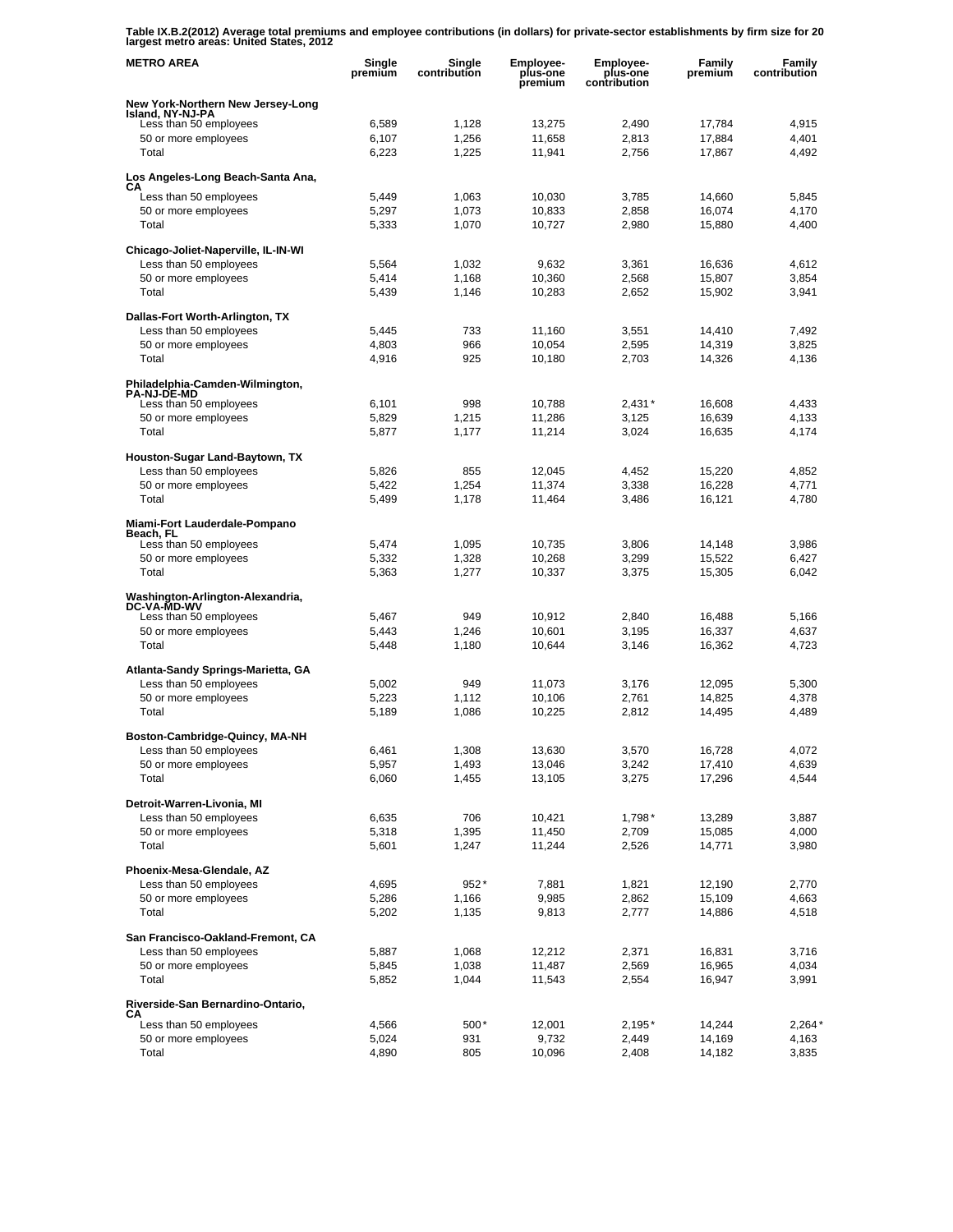**Table IX.B.2(2012) Average total premiums and employee contributions (in dollars) for private-sector establishments by firm size for 20 largest metro areas: United States, 2012**

| METRO AREA | Single premium | Single contribution | Employee-plus-one premium | Employee-plus-one contribution | Family premium | Family contribution |
|---|---|---|---|---|---|---|
| **New York-Northern New Jersey-Long Island, NY-NJ-PA** | | | | | | |
| Less than 50 employees | 6,589 | 1,128 | 13,275 | 2,490 | 17,784 | 4,915 |
| 50 or more employees | 6,107 | 1,256 | 11,658 | 2,813 | 17,884 | 4,401 |
| Total | 6,223 | 1,225 | 11,941 | 2,756 | 17,867 | 4,492 |
| **Los Angeles-Long Beach-Santa Ana, CA** | | | | | | |
| Less than 50 employees | 5,449 | 1,063 | 10,030 | 3,785 | 14,660 | 5,845 |
| 50 or more employees | 5,297 | 1,073 | 10,833 | 2,858 | 16,074 | 4,170 |
| Total | 5,333 | 1,070 | 10,727 | 2,980 | 15,880 | 4,400 |
| **Chicago-Joliet-Naperville, IL-IN-WI** | | | | | | |
| Less than 50 employees | 5,564 | 1,032 | 9,632 | 3,361 | 16,636 | 4,612 |
| 50 or more employees | 5,414 | 1,168 | 10,360 | 2,568 | 15,807 | 3,854 |
| Total | 5,439 | 1,146 | 10,283 | 2,652 | 15,902 | 3,941 |
| **Dallas-Fort Worth-Arlington, TX** | | | | | | |
| Less than 50 employees | 5,445 | 733 | 11,160 | 3,551 | 14,410 | 7,492 |
| 50 or more employees | 4,803 | 966 | 10,054 | 2,595 | 14,319 | 3,825 |
| Total | 4,916 | 925 | 10,180 | 2,703 | 14,326 | 4,136 |
| **Philadelphia-Camden-Wilmington, PA-NJ-DE-MD** | | | | | | |
| Less than 50 employees | 6,101 | 998 | 10,788 | 2,431* | 16,608 | 4,433 |
| 50 or more employees | 5,829 | 1,215 | 11,286 | 3,125 | 16,639 | 4,133 |
| Total | 5,877 | 1,177 | 11,214 | 3,024 | 16,635 | 4,174 |
| **Houston-Sugar Land-Baytown, TX** | | | | | | |
| Less than 50 employees | 5,826 | 855 | 12,045 | 4,452 | 15,220 | 4,852 |
| 50 or more employees | 5,422 | 1,254 | 11,374 | 3,338 | 16,228 | 4,771 |
| Total | 5,499 | 1,178 | 11,464 | 3,486 | 16,121 | 4,780 |
| **Miami-Fort Lauderdale-Pompano Beach, FL** | | | | | | |
| Less than 50 employees | 5,474 | 1,095 | 10,735 | 3,806 | 14,148 | 3,986 |
| 50 or more employees | 5,332 | 1,328 | 10,268 | 3,299 | 15,522 | 6,427 |
| Total | 5,363 | 1,277 | 10,337 | 3,375 | 15,305 | 6,042 |
| **Washington-Arlington-Alexandria, DC-VA-MD-WV** | | | | | | |
| Less than 50 employees | 5,467 | 949 | 10,912 | 2,840 | 16,488 | 5,166 |
| 50 or more employees | 5,443 | 1,246 | 10,601 | 3,195 | 16,337 | 4,637 |
| Total | 5,448 | 1,180 | 10,644 | 3,146 | 16,362 | 4,723 |
| **Atlanta-Sandy Springs-Marietta, GA** | | | | | | |
| Less than 50 employees | 5,002 | 949 | 11,073 | 3,176 | 12,095 | 5,300 |
| 50 or more employees | 5,223 | 1,112 | 10,106 | 2,761 | 14,825 | 4,378 |
| Total | 5,189 | 1,086 | 10,225 | 2,812 | 14,495 | 4,489 |
| **Boston-Cambridge-Quincy, MA-NH** | | | | | | |
| Less than 50 employees | 6,461 | 1,308 | 13,630 | 3,570 | 16,728 | 4,072 |
| 50 or more employees | 5,957 | 1,493 | 13,046 | 3,242 | 17,410 | 4,639 |
| Total | 6,060 | 1,455 | 13,105 | 3,275 | 17,296 | 4,544 |
| **Detroit-Warren-Livonia, MI** | | | | | | |
| Less than 50 employees | 6,635 | 706 | 10,421 | 1,798* | 13,289 | 3,887 |
| 50 or more employees | 5,318 | 1,395 | 11,450 | 2,709 | 15,085 | 4,000 |
| Total | 5,601 | 1,247 | 11,244 | 2,526 | 14,771 | 3,980 |
| **Phoenix-Mesa-Glendale, AZ** | | | | | | |
| Less than 50 employees | 4,695 | 952* | 7,881 | 1,821 | 12,190 | 2,770 |
| 50 or more employees | 5,286 | 1,166 | 9,985 | 2,862 | 15,109 | 4,663 |
| Total | 5,202 | 1,135 | 9,813 | 2,777 | 14,886 | 4,518 |
| **San Francisco-Oakland-Fremont, CA** | | | | | | |
| Less than 50 employees | 5,887 | 1,068 | 12,212 | 2,371 | 16,831 | 3,716 |
| 50 or more employees | 5,845 | 1,038 | 11,487 | 2,569 | 16,965 | 4,034 |
| Total | 5,852 | 1,044 | 11,543 | 2,554 | 16,947 | 3,991 |
| **Riverside-San Bernardino-Ontario, CA** | | | | | | |
| Less than 50 employees | 4,566 | 500* | 12,001 | 2,195* | 14,244 | 2,264* |
| 50 or more employees | 5,024 | 931 | 9,732 | 2,449 | 14,169 | 4,163 |
| Total | 4,890 | 805 | 10,096 | 2,408 | 14,182 | 3,835 |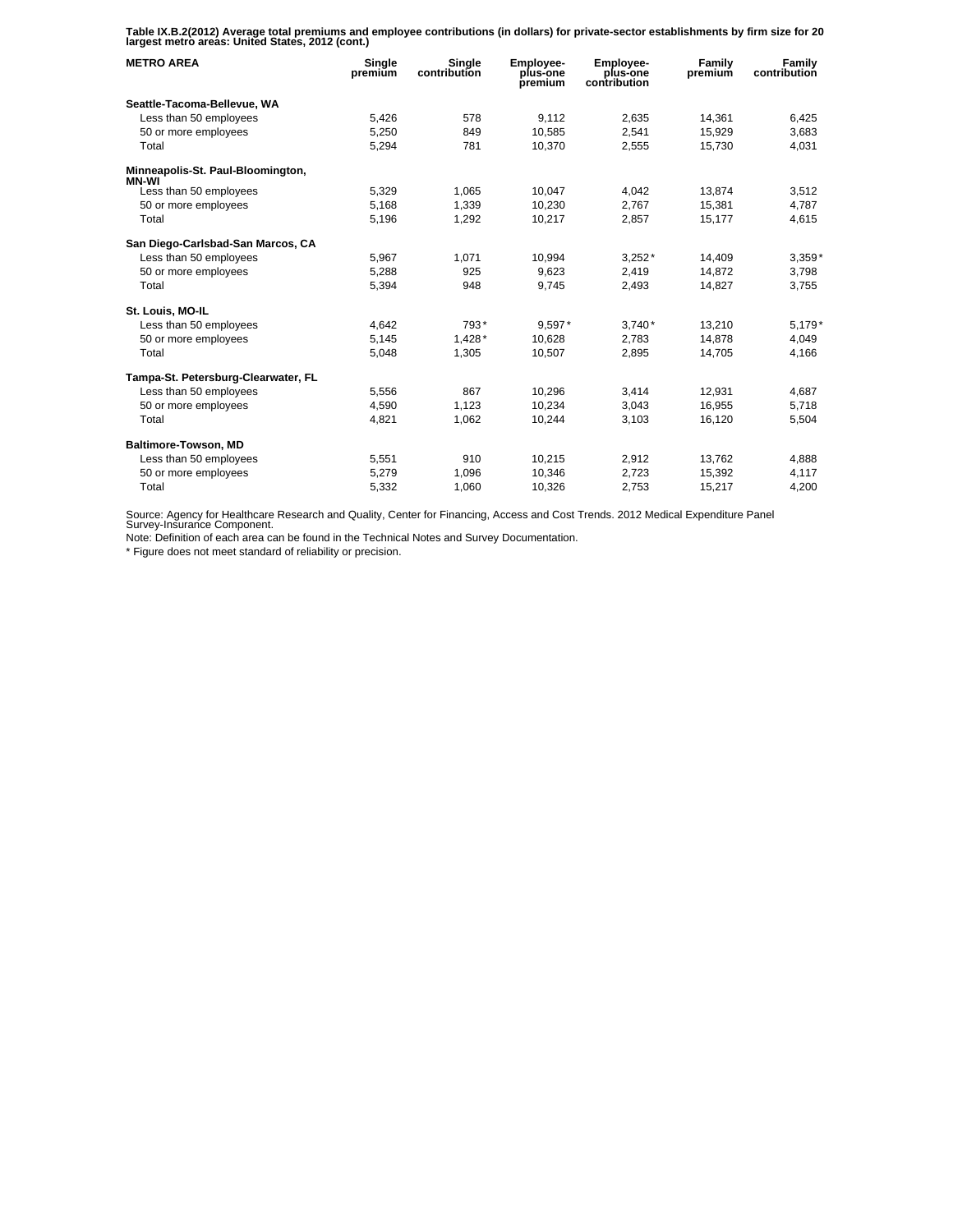**Table IX.B.2(2012) Average total premiums and employee contributions (in dollars) for private-sector establishments by firm size for 20 largest metro areas: United States, 2012 (cont.)**

| METRO AREA | Single premium | Single contribution | Employee-plus-one premium | Employee-plus-one contribution | Family premium | Family contribution |
|---|---|---|---|---|---|---|
| **Seattle-Tacoma-Bellevue, WA** | | | | | | |
| Less than 50 employees | 5,426 | 578 | 9,112 | 2,635 | 14,361 | 6,425 |
| 50 or more employees | 5,250 | 849 | 10,585 | 2,541 | 15,929 | 3,683 |
| Total | 5,294 | 781 | 10,370 | 2,555 | 15,730 | 4,031 |
| **Minneapolis-St. Paul-Bloomington, MN-WI** | | | | | | |
| Less than 50 employees | 5,329 | 1,065 | 10,047 | 4,042 | 13,874 | 3,512 |
| 50 or more employees | 5,168 | 1,339 | 10,230 | 2,767 | 15,381 | 4,787 |
| Total | 5,196 | 1,292 | 10,217 | 2,857 | 15,177 | 4,615 |
| **San Diego-Carlsbad-San Marcos, CA** | | | | | | |
| Less than 50 employees | 5,967 | 1,071 | 10,994 | 3,252* | 14,409 | 3,359* |
| 50 or more employees | 5,288 | 925 | 9,623 | 2,419 | 14,872 | 3,798 |
| Total | 5,394 | 948 | 9,745 | 2,493 | 14,827 | 3,755 |
| **St. Louis, MO-IL** | | | | | | |
| Less than 50 employees | 4,642 | 793* | 9,597* | 3,740* | 13,210 | 5,179* |
| 50 or more employees | 5,145 | 1,428* | 10,628 | 2,783 | 14,878 | 4,049 |
| Total | 5,048 | 1,305 | 10,507 | 2,895 | 14,705 | 4,166 |
| **Tampa-St. Petersburg-Clearwater, FL** | | | | | | |
| Less than 50 employees | 5,556 | 867 | 10,296 | 3,414 | 12,931 | 4,687 |
| 50 or more employees | 4,590 | 1,123 | 10,234 | 3,043 | 16,955 | 5,718 |
| Total | 4,821 | 1,062 | 10,244 | 3,103 | 16,120 | 5,504 |
| **Baltimore-Towson, MD** | | | | | | |
| Less than 50 employees | 5,551 | 910 | 10,215 | 2,912 | 13,762 | 4,888 |
| 50 or more employees | 5,279 | 1,096 | 10,346 | 2,723 | 15,392 | 4,117 |
| Total | 5,332 | 1,060 | 10,326 | 2,753 | 15,217 | 4,200 |

Source: Agency for Healthcare Research and Quality, Center for Financing, Access and Cost Trends. 2012 Medical Expenditure Panel Survey-Insurance Component.

Note: Definition of each area can be found in the Technical Notes and Survey Documentation.

* Figure does not meet standard of reliability or precision.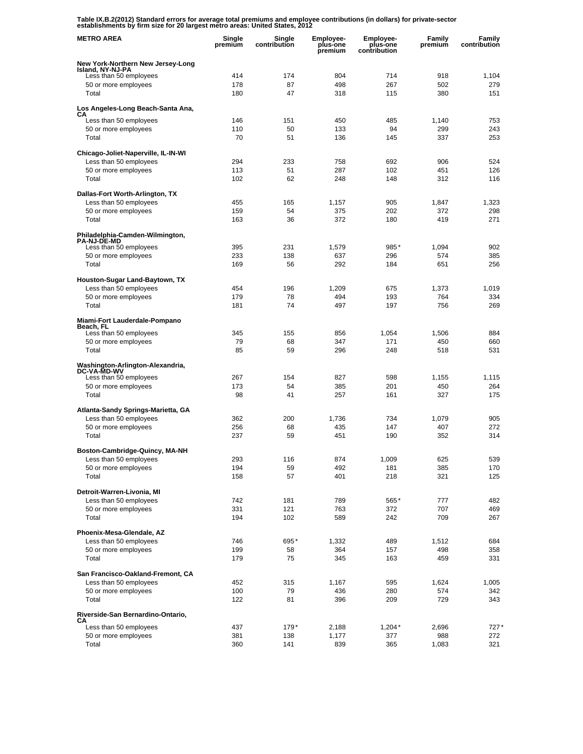**Table IX.B.2(2012) Standard errors for average total premiums and employee contributions (in dollars) for private-sector establishments by firm size for 20 largest metro areas: United States, 2012**

| METRO AREA | Single premium | Single contribution | Employee-plus-one premium | Employee-plus-one contribution | Family premium | Family contribution |
|---|---|---|---|---|---|---|
| **New York-Northern New Jersey-Long Island, NY-NJ-PA** | | | | | | |
| Less than 50 employees | 414 | 174 | 804 | 714 | 918 | 1,104 |
| 50 or more employees | 178 | 87 | 498 | 267 | 502 | 279 |
| Total | 180 | 47 | 318 | 115 | 380 | 151 |
| **Los Angeles-Long Beach-Santa Ana, CA** | | | | | | |
| Less than 50 employees | 146 | 151 | 450 | 485 | 1,140 | 753 |
| 50 or more employees | 110 | 50 | 133 | 94 | 299 | 243 |
| Total | 70 | 51 | 136 | 145 | 337 | 253 |
| **Chicago-Joliet-Naperville, IL-IN-WI** | | | | | | |
| Less than 50 employees | 294 | 233 | 758 | 692 | 906 | 524 |
| 50 or more employees | 113 | 51 | 287 | 102 | 451 | 126 |
| Total | 102 | 62 | 248 | 148 | 312 | 116 |
| **Dallas-Fort Worth-Arlington, TX** | | | | | | |
| Less than 50 employees | 455 | 165 | 1,157 | 905 | 1,847 | 1,323 |
| 50 or more employees | 159 | 54 | 375 | 202 | 372 | 298 |
| Total | 163 | 36 | 372 | 180 | 419 | 271 |
| **Philadelphia-Camden-Wilmington, PA-NJ-DE-MD** | | | | | | |
| Less than 50 employees | 395 | 231 | 1,579 | 985* | 1,094 | 902 |
| 50 or more employees | 233 | 138 | 637 | 296 | 574 | 385 |
| Total | 169 | 56 | 292 | 184 | 651 | 256 |
| **Houston-Sugar Land-Baytown, TX** | | | | | | |
| Less than 50 employees | 454 | 196 | 1,209 | 675 | 1,373 | 1,019 |
| 50 or more employees | 179 | 78 | 494 | 193 | 764 | 334 |
| Total | 181 | 74 | 497 | 197 | 756 | 269 |
| **Miami-Fort Lauderdale-Pompano Beach, FL** | | | | | | |
| Less than 50 employees | 345 | 155 | 856 | 1,054 | 1,506 | 884 |
| 50 or more employees | 79 | 68 | 347 | 171 | 450 | 660 |
| Total | 85 | 59 | 296 | 248 | 518 | 531 |
| **Washington-Arlington-Alexandria, DC-VA-MD-WV** | | | | | | |
| Less than 50 employees | 267 | 154 | 827 | 598 | 1,155 | 1,115 |
| 50 or more employees | 173 | 54 | 385 | 201 | 450 | 264 |
| Total | 98 | 41 | 257 | 161 | 327 | 175 |
| **Atlanta-Sandy Springs-Marietta, GA** | | | | | | |
| Less than 50 employees | 362 | 200 | 1,736 | 734 | 1,079 | 905 |
| 50 or more employees | 256 | 68 | 435 | 147 | 407 | 272 |
| Total | 237 | 59 | 451 | 190 | 352 | 314 |
| **Boston-Cambridge-Quincy, MA-NH** | | | | | | |
| Less than 50 employees | 293 | 116 | 874 | 1,009 | 625 | 539 |
| 50 or more employees | 194 | 59 | 492 | 181 | 385 | 170 |
| Total | 158 | 57 | 401 | 218 | 321 | 125 |
| **Detroit-Warren-Livonia, MI** | | | | | | |
| Less than 50 employees | 742 | 181 | 789 | 565* | 777 | 482 |
| 50 or more employees | 331 | 121 | 763 | 372 | 707 | 469 |
| Total | 194 | 102 | 589 | 242 | 709 | 267 |
| **Phoenix-Mesa-Glendale, AZ** | | | | | | |
| Less than 50 employees | 746 | 695* | 1,332 | 489 | 1,512 | 684 |
| 50 or more employees | 199 | 58 | 364 | 157 | 498 | 358 |
| Total | 179 | 75 | 345 | 163 | 459 | 331 |
| **San Francisco-Oakland-Fremont, CA** | | | | | | |
| Less than 50 employees | 452 | 315 | 1,167 | 595 | 1,624 | 1,005 |
| 50 or more employees | 100 | 79 | 436 | 280 | 574 | 342 |
| Total | 122 | 81 | 396 | 209 | 729 | 343 |
| **Riverside-San Bernardino-Ontario, CA** | | | | | | |
| Less than 50 employees | 437 | 179* | 2,188 | 1,204* | 2,696 | 727* |
| 50 or more employees | 381 | 138 | 1,177 | 377 | 988 | 272 |
| Total | 360 | 141 | 839 | 365 | 1,083 | 321 |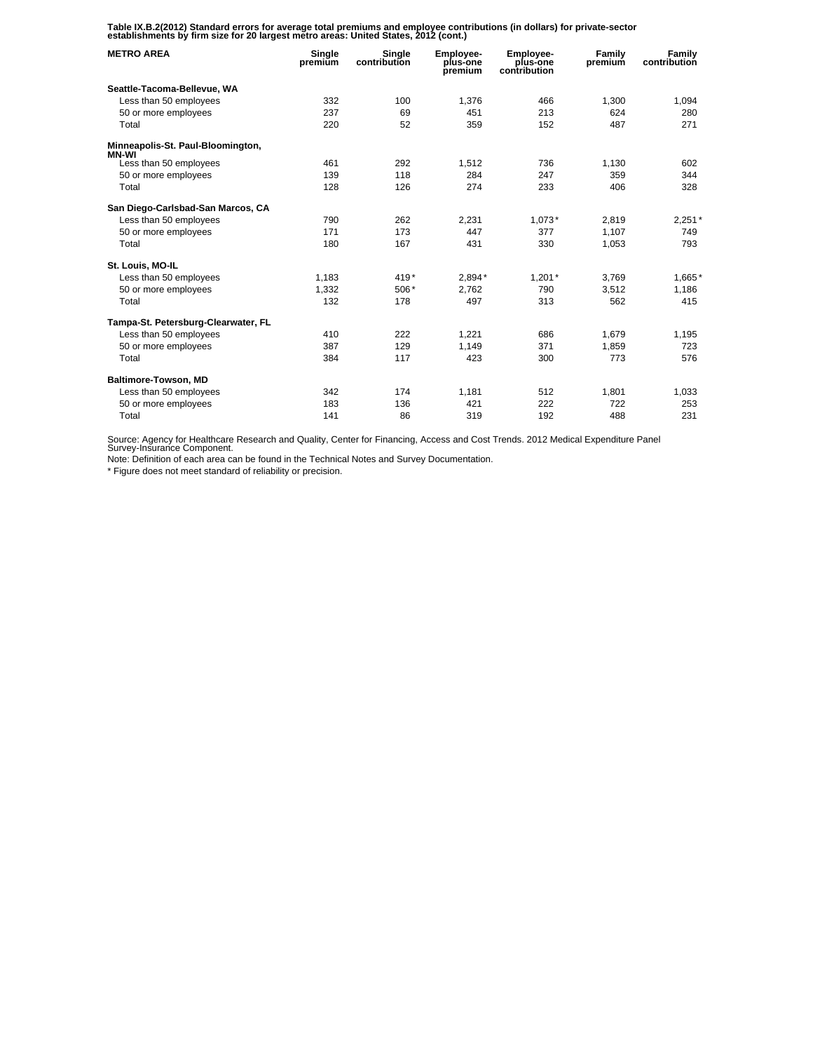**Table IX.B.2(2012) Standard errors for average total premiums and employee contributions (in dollars) for private-sector establishments by firm size for 20 largest metro areas: United States, 2012 (cont.)**

| METRO AREA | Single premium | Single contribution | Employee-plus-one premium | Employee-plus-one contribution | Family premium | Family contribution |
|---|---|---|---|---|---|---|
| **Seattle-Tacoma-Bellevue, WA** | | | | | | |
| Less than 50 employees | 332 | 100 | 1,376 | 466 | 1,300 | 1,094 |
| 50 or more employees | 237 | 69 | 451 | 213 | 624 | 280 |
| Total | 220 | 52 | 359 | 152 | 487 | 271 |
| **Minneapolis-St. Paul-Bloomington, MN-WI** | | | | | | |
| Less than 50 employees | 461 | 292 | 1,512 | 736 | 1,130 | 602 |
| 50 or more employees | 139 | 118 | 284 | 247 | 359 | 344 |
| Total | 128 | 126 | 274 | 233 | 406 | 328 |
| **San Diego-Carlsbad-San Marcos, CA** | | | | | | |
| Less than 50 employees | 790 | 262 | 2,231 | 1,073* | 2,819 | 2,251* |
| 50 or more employees | 171 | 173 | 447 | 377 | 1,107 | 749 |
| Total | 180 | 167 | 431 | 330 | 1,053 | 793 |
| **St. Louis, MO-IL** | | | | | | |
| Less than 50 employees | 1,183 | 419* | 2,894* | 1,201* | 3,769 | 1,665* |
| 50 or more employees | 1,332 | 506* | 2,762 | 790 | 3,512 | 1,186 |
| Total | 132 | 178 | 497 | 313 | 562 | 415 |
| **Tampa-St. Petersburg-Clearwater, FL** | | | | | | |
| Less than 50 employees | 410 | 222 | 1,221 | 686 | 1,679 | 1,195 |
| 50 or more employees | 387 | 129 | 1,149 | 371 | 1,859 | 723 |
| Total | 384 | 117 | 423 | 300 | 773 | 576 |
| **Baltimore-Towson, MD** | | | | | | |
| Less than 50 employees | 342 | 174 | 1,181 | 512 | 1,801 | 1,033 |
| 50 or more employees | 183 | 136 | 421 | 222 | 722 | 253 |
| Total | 141 | 86 | 319 | 192 | 488 | 231 |

Source: Agency for Healthcare Research and Quality, Center for Financing, Access and Cost Trends. 2012 Medical Expenditure Panel Survey-Insurance Component.

Note: Definition of each area can be found in the Technical Notes and Survey Documentation.

* Figure does not meet standard of reliability or precision.